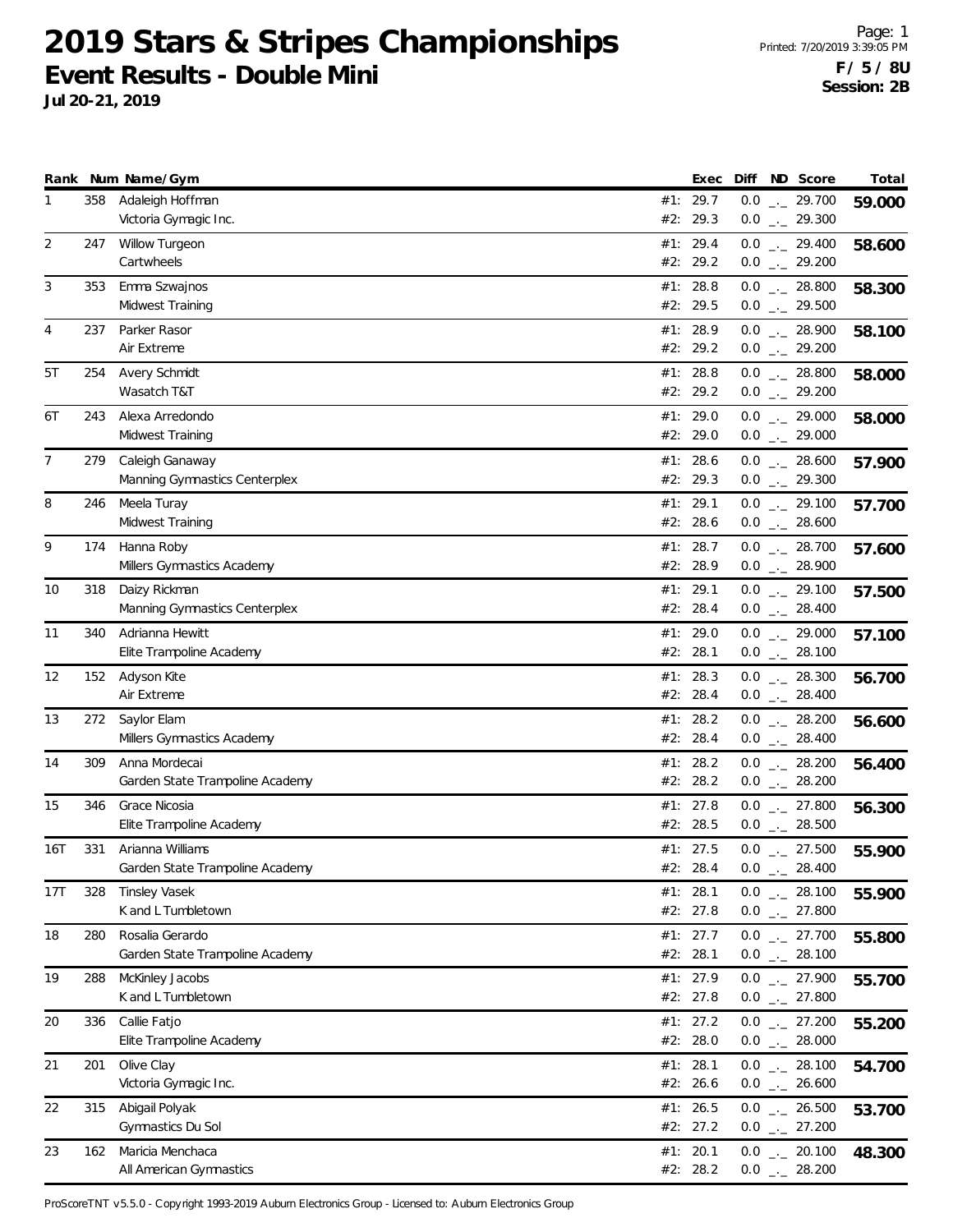# 2019 Stars & Stripes Championships

## Event Results - Double Mini

**Jul 20-21, 2019**

Page: 1
Printed: 7/20/2019 3:39:05 PM
**F / 5 / 8U**
**Session: 2B**

| Rank | Num | Name/Gym | | Exec | Diff | ND | Score | Total |
|---|---|---|---|---|---|---|---|---|
| 1 | 358 | Adaleigh Hoffman | #1: | 29.7 | 0.0 | _._ | 29.700 | **59.000** |
| | | Victoria Gymagic Inc. | #2: | 29.3 | 0.0 | _._ | 29.300 | |
| 2 | 247 | Willow Turgeon | #1: | 29.4 | 0.0 | _._ | 29.400 | **58.600** |
| | | Cartwheels | #2: | 29.2 | 0.0 | _._ | 29.200 | |
| 3 | 353 | Emma Szwajnos | #1: | 28.8 | 0.0 | _._ | 28.800 | **58.300** |
| | | Midwest Training | #2: | 29.5 | 0.0 | _._ | 29.500 | |
| 4 | 237 | Parker Rasor | #1: | 28.9 | 0.0 | _._ | 28.900 | **58.100** |
| | | Air Extreme | #2: | 29.2 | 0.0 | _._ | 29.200 | |
| 5T | 254 | Avery Schmidt | #1: | 28.8 | 0.0 | _._ | 28.800 | **58.000** |
| | | Wasatch T&T | #2: | 29.2 | 0.0 | _._ | 29.200 | |
| 6T | 243 | Alexa Arredondo | #1: | 29.0 | 0.0 | _._ | 29.000 | **58.000** |
| | | Midwest Training | #2: | 29.0 | 0.0 | _._ | 29.000 | |
| 7 | 279 | Caleigh Ganaway | #1: | 28.6 | 0.0 | _._ | 28.600 | **57.900** |
| | | Manning Gymnastics Centerplex | #2: | 29.3 | 0.0 | _._ | 29.300 | |
| 8 | 246 | Meela Turay | #1: | 29.1 | 0.0 | _._ | 29.100 | **57.700** |
| | | Midwest Training | #2: | 28.6 | 0.0 | _._ | 28.600 | |
| 9 | 174 | Hanna Roby | #1: | 28.7 | 0.0 | _._ | 28.700 | **57.600** |
| | | Millers Gymnastics Academy | #2: | 28.9 | 0.0 | _._ | 28.900 | |
| 10 | 318 | Daizy Rickman | #1: | 29.1 | 0.0 | _._ | 29.100 | **57.500** |
| | | Manning Gymnastics Centerplex | #2: | 28.4 | 0.0 | _._ | 28.400 | |
| 11 | 340 | Adrianna Hewitt | #1: | 29.0 | 0.0 | _._ | 29.000 | **57.100** |
| | | Elite Trampoline Academy | #2: | 28.1 | 0.0 | _._ | 28.100 | |
| 12 | 152 | Adyson Kite | #1: | 28.3 | 0.0 | _._ | 28.300 | **56.700** |
| | | Air Extreme | #2: | 28.4 | 0.0 | _._ | 28.400 | |
| 13 | 272 | Saylor Elam | #1: | 28.2 | 0.0 | _._ | 28.200 | **56.600** |
| | | Millers Gymnastics Academy | #2: | 28.4 | 0.0 | _._ | 28.400 | |
| 14 | 309 | Anna Mordecai | #1: | 28.2 | 0.0 | _._ | 28.200 | **56.400** |
| | | Garden State Trampoline Academy | #2: | 28.2 | 0.0 | _._ | 28.200 | |
| 15 | 346 | Grace Nicosia | #1: | 27.8 | 0.0 | _._ | 27.800 | **56.300** |
| | | Elite Trampoline Academy | #2: | 28.5 | 0.0 | _._ | 28.500 | |
| 16T | 331 | Arianna Williams | #1: | 27.5 | 0.0 | _._ | 27.500 | **55.900** |
| | | Garden State Trampoline Academy | #2: | 28.4 | 0.0 | _._ | 28.400 | |
| 17T | 328 | Tinsley Vasek | #1: | 28.1 | 0.0 | _._ | 28.100 | **55.900** |
| | | K and L Tumbletown | #2: | 27.8 | 0.0 | _._ | 27.800 | |
| 18 | 280 | Rosalia Gerardo | #1: | 27.7 | 0.0 | _._ | 27.700 | **55.800** |
| | | Garden State Trampoline Academy | #2: | 28.1 | 0.0 | _._ | 28.100 | |
| 19 | 288 | McKinley Jacobs | #1: | 27.9 | 0.0 | _._ | 27.900 | **55.700** |
| | | K and L Tumbletown | #2: | 27.8 | 0.0 | _._ | 27.800 | |
| 20 | 336 | Callie Fatjo | #1: | 27.2 | 0.0 | _._ | 27.200 | **55.200** |
| | | Elite Trampoline Academy | #2: | 28.0 | 0.0 | _._ | 28.000 | |
| 21 | 201 | Olive Clay | #1: | 28.1 | 0.0 | _._ | 28.100 | **54.700** |
| | | Victoria Gymagic Inc. | #2: | 26.6 | 0.0 | _._ | 26.600 | |
| 22 | 315 | Abigail Polyak | #1: | 26.5 | 0.0 | _._ | 26.500 | **53.700** |
| | | Gymnastics Du Sol | #2: | 27.2 | 0.0 | _._ | 27.200 | |
| 23 | 162 | Maricia Menchaca | #1: | 20.1 | 0.0 | _._ | 20.100 | **48.300** |
| | | All American Gymnastics | #2: | 28.2 | 0.0 | _._ | 28.200 | |

ProScoreTNT v5.5.0 - Copyright 1993-2019 Auburn Electronics Group - Licensed to: Auburn Electronics Group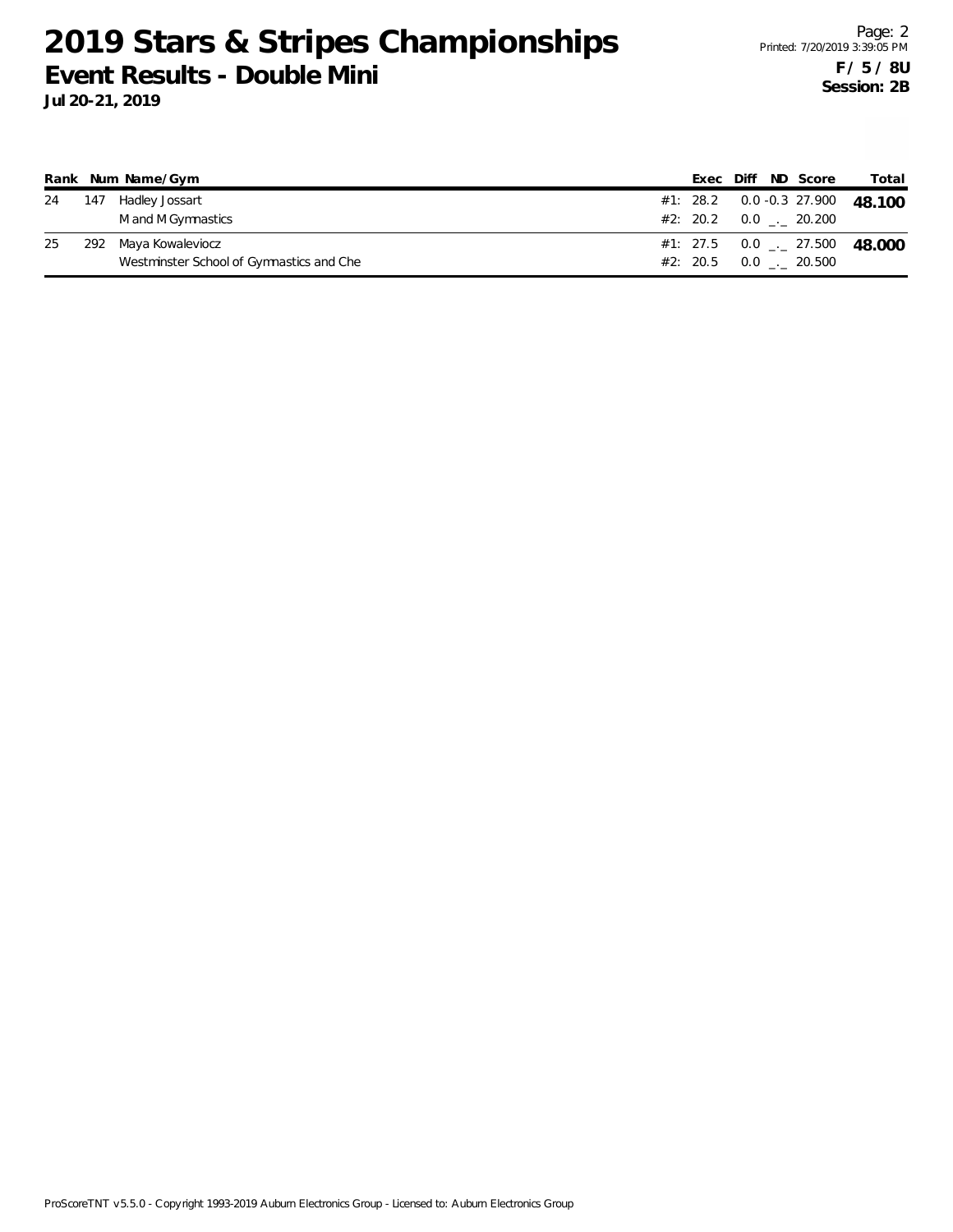# 2019 Stars & Stripes Championships

## Event Results - Double Mini

**Jul 20-21, 2019**

**F / 5 / 8U**
**Session: 2B**

| Rank | Num | Name/Gym | | Exec | Diff | ND | Score | Total |
|---|---|---|---|---|---|---|---|---|
| 24 | 147 | Hadley Jossart | #1: | 28.2 | 0.0 | -0.3 | 27.900 | **48.100** |
| | | M and M Gymnastics | #2: | 20.2 | 0.0 | _._ | 20.200 | |
| 25 | 292 | Maya Kowaleviocz | #1: | 27.5 | 0.0 | _._ | 27.500 | **48.000** |
| | | Westminster School of Gymnastics and Che | #2: | 20.5 | 0.0 | _._ | 20.500 | |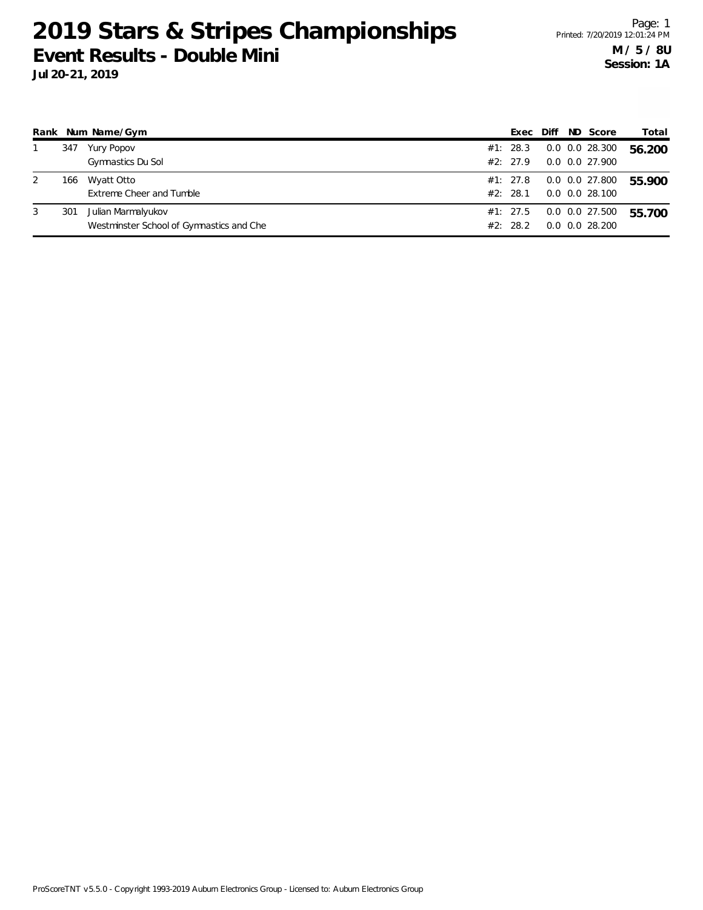# 2019 Stars & Stripes Championships

## Event Results - Double Mini

**Jul 20-21, 2019**

Page: 1
Printed: 7/20/2019 12:01:24 PM

**M / 5 / 8U**
**Session: 1A**

| Rank | Num | Name/Gym | | Exec | Diff | ND | Score | Total |
|---|---|---|---|---|---|---|---|---|
| 1 | 347 | Yury Popov | #1: | 28.3 | 0.0 | 0.0 | 28.300 | **56.200** |
| | | Gymnastics Du Sol | #2: | 27.9 | 0.0 | 0.0 | 27.900 | |
| 2 | 166 | Wyatt Otto | #1: | 27.8 | 0.0 | 0.0 | 27.800 | **55.900** |
| | | Extreme Cheer and Tumble | #2: | 28.1 | 0.0 | 0.0 | 28.100 | |
| 3 | 301 | Julian Marmalyukov | #1: | 27.5 | 0.0 | 0.0 | 27.500 | **55.700** |
| | | Westminster School of Gymnastics and Che | #2: | 28.2 | 0.0 | 0.0 | 28.200 | |

ProScoreTNT v5.5.0 - Copyright 1993-2019 Auburn Electronics Group - Licensed to: Auburn Electronics Group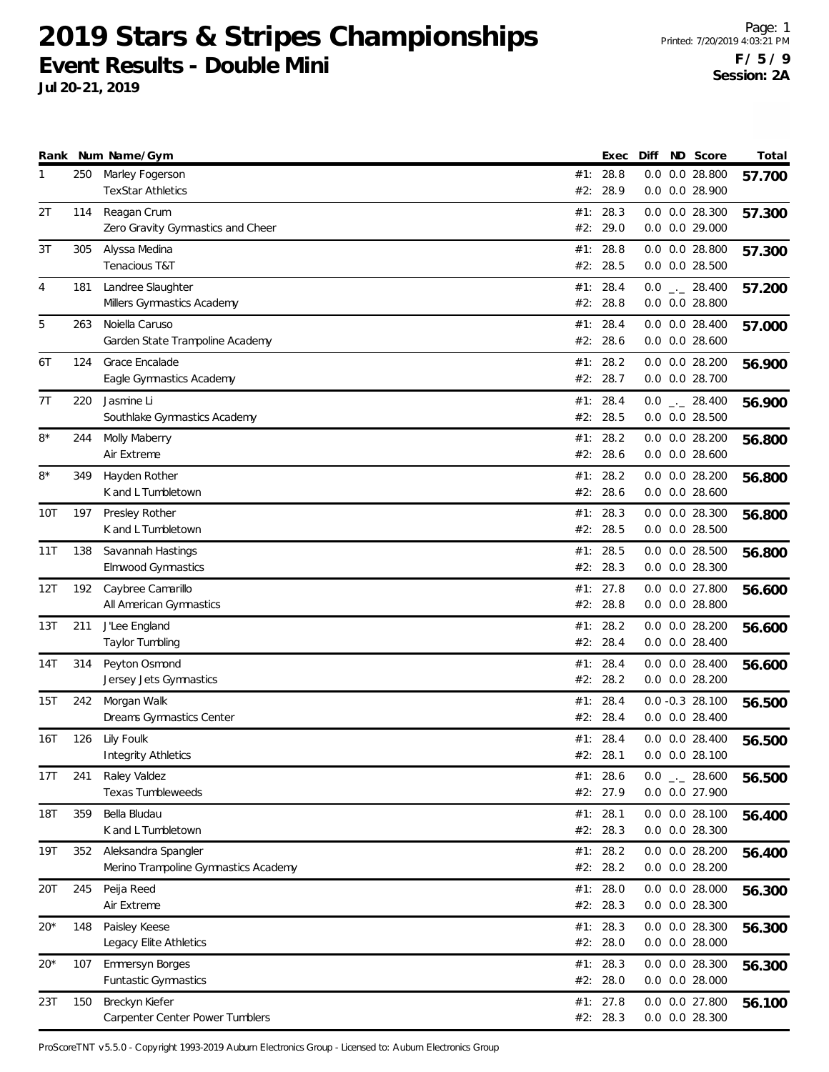# 2019 Stars & Stripes Championships

## Event Results - Double Mini

**Jul 20-21, 2019**

Printed: 7/20/2019 4:03:21 PM

**F / 5 / 9**
**Session: 2A**

| Rank | Num | Name/Gym | | Exec | Diff | ND | Score | Total |
|---|---|---|---|---|---|---|---|---|
| 1 | 250 | Marley Fogerson | #1: | 28.8 | 0.0 | 0.0 | 28.800 | **57.700** |
| | | TexStar Athletics | #2: | 28.9 | 0.0 | 0.0 | 28.900 | |
| 2T | 114 | Reagan Crum | #1: | 28.3 | 0.0 | 0.0 | 28.300 | **57.300** |
| | | Zero Gravity Gymnastics and Cheer | #2: | 29.0 | 0.0 | 0.0 | 29.000 | |
| 3T | 305 | Alyssa Medina | #1: | 28.8 | 0.0 | 0.0 | 28.800 | **57.300** |
| | | Tenacious T&T | #2: | 28.5 | 0.0 | 0.0 | 28.500 | |
| 4 | 181 | Landree Slaughter | #1: | 28.4 | 0.0 | _._ | 28.400 | **57.200** |
| | | Millers Gymnastics Academy | #2: | 28.8 | 0.0 | 0.0 | 28.800 | |
| 5 | 263 | Noiella Caruso | #1: | 28.4 | 0.0 | 0.0 | 28.400 | **57.000** |
| | | Garden State Trampoline Academy | #2: | 28.6 | 0.0 | 0.0 | 28.600 | |
| 6T | 124 | Grace Encalade | #1: | 28.2 | 0.0 | 0.0 | 28.200 | **56.900** |
| | | Eagle Gymnastics Academy | #2: | 28.7 | 0.0 | 0.0 | 28.700 | |
| 7T | 220 | Jasmine Li | #1: | 28.4 | 0.0 | _._ | 28.400 | **56.900** |
| | | Southlake Gymnastics Academy | #2: | 28.5 | 0.0 | 0.0 | 28.500 | |
| 8* | 244 | Molly Maberry | #1: | 28.2 | 0.0 | 0.0 | 28.200 | **56.800** |
| | | Air Extreme | #2: | 28.6 | 0.0 | 0.0 | 28.600 | |
| 8* | 349 | Hayden Rother | #1: | 28.2 | 0.0 | 0.0 | 28.200 | **56.800** |
| | | K and L Tumbletown | #2: | 28.6 | 0.0 | 0.0 | 28.600 | |
| 10T | 197 | Presley Rother | #1: | 28.3 | 0.0 | 0.0 | 28.300 | **56.800** |
| | | K and L Tumbletown | #2: | 28.5 | 0.0 | 0.0 | 28.500 | |
| 11T | 138 | Savannah Hastings | #1: | 28.5 | 0.0 | 0.0 | 28.500 | **56.800** |
| | | Elmwood Gymnastics | #2: | 28.3 | 0.0 | 0.0 | 28.300 | |
| 12T | 192 | Caybree Camarillo | #1: | 27.8 | 0.0 | 0.0 | 27.800 | **56.600** |
| | | All American Gymnastics | #2: | 28.8 | 0.0 | 0.0 | 28.800 | |
| 13T | 211 | J'Lee England | #1: | 28.2 | 0.0 | 0.0 | 28.200 | **56.600** |
| | | Taylor Tumbling | #2: | 28.4 | 0.0 | 0.0 | 28.400 | |
| 14T | 314 | Peyton Osmond | #1: | 28.4 | 0.0 | 0.0 | 28.400 | **56.600** |
| | | Jersey Jets Gymnastics | #2: | 28.2 | 0.0 | 0.0 | 28.200 | |
| 15T | 242 | Morgan Walk | #1: | 28.4 | 0.0 | -0.3 | 28.100 | **56.500** |
| | | Dreams Gymnastics Center | #2: | 28.4 | 0.0 | 0.0 | 28.400 | |
| 16T | 126 | Lily Foulk | #1: | 28.4 | 0.0 | 0.0 | 28.400 | **56.500** |
| | | Integrity Athletics | #2: | 28.1 | 0.0 | 0.0 | 28.100 | |
| 17T | 241 | Raley Valdez | #1: | 28.6 | 0.0 | _._ | 28.600 | **56.500** |
| | | Texas Tumbleweeds | #2: | 27.9 | 0.0 | 0.0 | 27.900 | |
| 18T | 359 | Bella Bludau | #1: | 28.1 | 0.0 | 0.0 | 28.100 | **56.400** |
| | | K and L Tumbletown | #2: | 28.3 | 0.0 | 0.0 | 28.300 | |
| 19T | 352 | Aleksandra Spangler | #1: | 28.2 | 0.0 | 0.0 | 28.200 | **56.400** |
| | | Merino Trampoline Gymnastics Academy | #2: | 28.2 | 0.0 | 0.0 | 28.200 | |
| 20T | 245 | Peija Reed | #1: | 28.0 | 0.0 | 0.0 | 28.000 | **56.300** |
| | | Air Extreme | #2: | 28.3 | 0.0 | 0.0 | 28.300 | |
| 20* | 148 | Paisley Keese | #1: | 28.3 | 0.0 | 0.0 | 28.300 | **56.300** |
| | | Legacy Elite Athletics | #2: | 28.0 | 0.0 | 0.0 | 28.000 | |
| 20* | 107 | Emmersyn Borges | #1: | 28.3 | 0.0 | 0.0 | 28.300 | **56.300** |
| | | Funtastic Gymnastics | #2: | 28.0 | 0.0 | 0.0 | 28.000 | |
| 23T | 150 | Breckyn Kiefer | #1: | 27.8 | 0.0 | 0.0 | 27.800 | **56.100** |
| | | Carpenter Center Power Tumblers | #2: | 28.3 | 0.0 | 0.0 | 28.300 | |

ProScoreTNT v5.5.0 - Copyright 1993-2019 Auburn Electronics Group - Licensed to: Auburn Electronics Group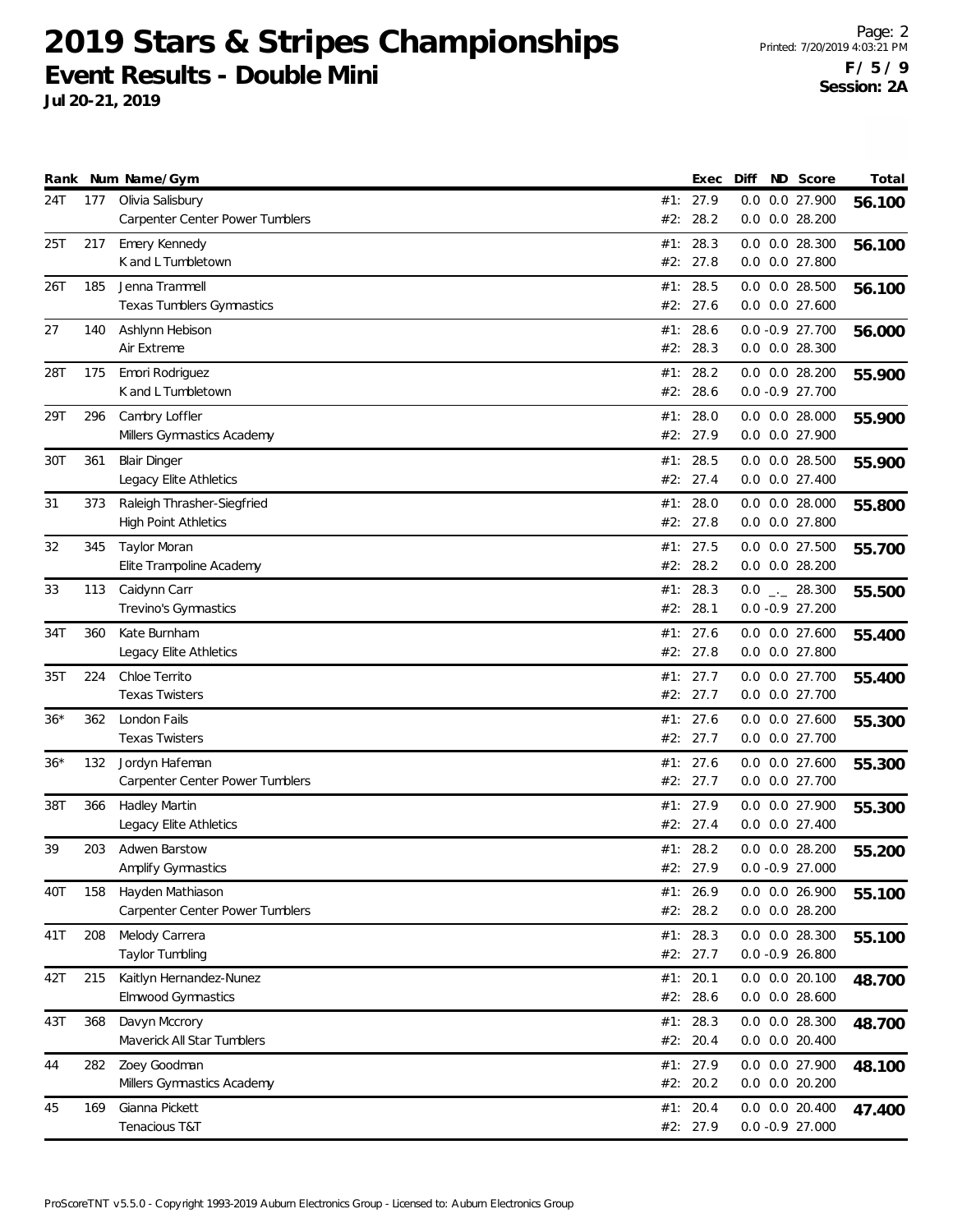# 2019 Stars & Stripes Championships

## Event Results - Double Mini

**Jul 20-21, 2019**

**F / 5 / 9**
**Session: 2A**

| Rank | Num | Name/Gym | | Exec | Diff | ND | Score | Total |
|---|---|---|---|---|---|---|---|---|
| 24T | 177 | Olivia Salisbury | #1: | 27.9 | 0.0 | 0.0 | 27.900 | 56.100 |
| | | Carpenter Center Power Tumblers | #2: | 28.2 | 0.0 | 0.0 | 28.200 | |
| 25T | 217 | Emery Kennedy | #1: | 28.3 | 0.0 | 0.0 | 28.300 | 56.100 |
| | | K and L Tumbletown | #2: | 27.8 | 0.0 | 0.0 | 27.800 | |
| 26T | 185 | Jenna Trammell | #1: | 28.5 | 0.0 | 0.0 | 28.500 | 56.100 |
| | | Texas Tumblers Gymnastics | #2: | 27.6 | 0.0 | 0.0 | 27.600 | |
| 27 | 140 | Ashlynn Hebison | #1: | 28.6 | 0.0 | -0.9 | 27.700 | 56.000 |
| | | Air Extreme | #2: | 28.3 | 0.0 | 0.0 | 28.300 | |
| 28T | 175 | Emori Rodriguez | #1: | 28.2 | 0.0 | 0.0 | 28.200 | 55.900 |
| | | K and L Tumbletown | #2: | 28.6 | 0.0 | -0.9 | 27.700 | |
| 29T | 296 | Cambry Loffler | #1: | 28.0 | 0.0 | 0.0 | 28.000 | 55.900 |
| | | Millers Gymnastics Academy | #2: | 27.9 | 0.0 | 0.0 | 27.900 | |
| 30T | 361 | Blair Dinger | #1: | 28.5 | 0.0 | 0.0 | 28.500 | 55.900 |
| | | Legacy Elite Athletics | #2: | 27.4 | 0.0 | 0.0 | 27.400 | |
| 31 | 373 | Raleigh Thrasher-Siegfried | #1: | 28.0 | 0.0 | 0.0 | 28.000 | 55.800 |
| | | High Point Athletics | #2: | 27.8 | 0.0 | 0.0 | 27.800 | |
| 32 | 345 | Taylor Moran | #1: | 27.5 | 0.0 | 0.0 | 27.500 | 55.700 |
| | | Elite Trampoline Academy | #2: | 28.2 | 0.0 | 0.0 | 28.200 | |
| 33 | 113 | Caidynn Carr | #1: | 28.3 | 0.0 | _._ | 28.300 | 55.500 |
| | | Trevino's Gymnastics | #2: | 28.1 | 0.0 | -0.9 | 27.200 | |
| 34T | 360 | Kate Burnham | #1: | 27.6 | 0.0 | 0.0 | 27.600 | 55.400 |
| | | Legacy Elite Athletics | #2: | 27.8 | 0.0 | 0.0 | 27.800 | |
| 35T | 224 | Chloe Territo | #1: | 27.7 | 0.0 | 0.0 | 27.700 | 55.400 |
| | | Texas Twisters | #2: | 27.7 | 0.0 | 0.0 | 27.700 | |
| 36* | 362 | London Fails | #1: | 27.6 | 0.0 | 0.0 | 27.600 | 55.300 |
| | | Texas Twisters | #2: | 27.7 | 0.0 | 0.0 | 27.700 | |
| 36* | 132 | Jordyn Hafeman | #1: | 27.6 | 0.0 | 0.0 | 27.600 | 55.300 |
| | | Carpenter Center Power Tumblers | #2: | 27.7 | 0.0 | 0.0 | 27.700 | |
| 38T | 366 | Hadley Martin | #1: | 27.9 | 0.0 | 0.0 | 27.900 | 55.300 |
| | | Legacy Elite Athletics | #2: | 27.4 | 0.0 | 0.0 | 27.400 | |
| 39 | 203 | Adwen Barstow | #1: | 28.2 | 0.0 | 0.0 | 28.200 | 55.200 |
| | | Amplify Gymnastics | #2: | 27.9 | 0.0 | -0.9 | 27.000 | |
| 40T | 158 | Hayden Mathiason | #1: | 26.9 | 0.0 | 0.0 | 26.900 | 55.100 |
| | | Carpenter Center Power Tumblers | #2: | 28.2 | 0.0 | 0.0 | 28.200 | |
| 41T | 208 | Melody Carrera | #1: | 28.3 | 0.0 | 0.0 | 28.300 | 55.100 |
| | | Taylor Tumbling | #2: | 27.7 | 0.0 | -0.9 | 26.800 | |
| 42T | 215 | Kaitlyn Hernandez-Nunez | #1: | 20.1 | 0.0 | 0.0 | 20.100 | 48.700 |
| | | Elmwood Gymnastics | #2: | 28.6 | 0.0 | 0.0 | 28.600 | |
| 43T | 368 | Davyn Mccrory | #1: | 28.3 | 0.0 | 0.0 | 28.300 | 48.700 |
| | | Maverick All Star Tumblers | #2: | 20.4 | 0.0 | 0.0 | 20.400 | |
| 44 | 282 | Zoey Goodman | #1: | 27.9 | 0.0 | 0.0 | 27.900 | 48.100 |
| | | Millers Gymnastics Academy | #2: | 20.2 | 0.0 | 0.0 | 20.200 | |
| 45 | 169 | Gianna Pickett | #1: | 20.4 | 0.0 | 0.0 | 20.400 | 47.400 |
| | | Tenacious T&T | #2: | 27.9 | 0.0 | -0.9 | 27.000 | |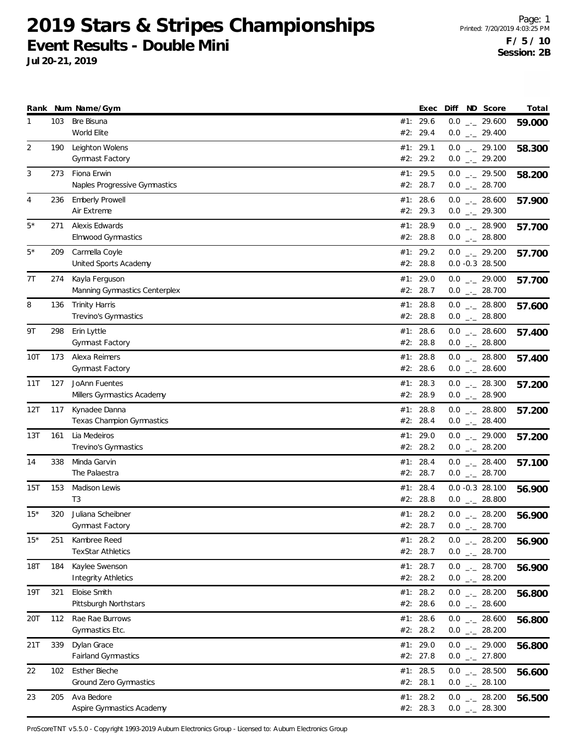# 2019 Stars & Stripes Championships

## Event Results - Double Mini

**Jul 20-21, 2019**

Printed: 7/20/2019 4:03:25 PM

**F / 5 / 10**
**Session: 2B**

| Rank | Num | Name/Gym | | Exec | Diff | ND | Score | Total |
|---|---|---|---|---|---|---|---|---|
| 1 | 103 | Bre Bisuna | #1: | 29.6 | 0.0 | _._ | 29.600 | **59.000** |
| | | World Elite | #2: | 29.4 | 0.0 | _._ | 29.400 | |
| 2 | 190 | Leighton Wolens | #1: | 29.1 | 0.0 | _._ | 29.100 | **58.300** |
| | | Gymnast Factory | #2: | 29.2 | 0.0 | _._ | 29.200 | |
| 3 | 273 | Fiona Erwin | #1: | 29.5 | 0.0 | _._ | 29.500 | **58.200** |
| | | Naples Progressive Gymnastics | #2: | 28.7 | 0.0 | _._ | 28.700 | |
| 4 | 236 | Emberly Prowell | #1: | 28.6 | 0.0 | _._ | 28.600 | **57.900** |
| | | Air Extreme | #2: | 29.3 | 0.0 | _._ | 29.300 | |
| 5* | 271 | Alexis Edwards | #1: | 28.9 | 0.0 | _._ | 28.900 | **57.700** |
| | | Elmwood Gymnastics | #2: | 28.8 | 0.0 | _._ | 28.800 | |
| 5* | 209 | Carmella Coyle | #1: | 29.2 | 0.0 | _._ | 29.200 | **57.700** |
| | | United Sports Academy | #2: | 28.8 | 0.0 | -0.3 | 28.500 | |
| 7T | 274 | Kayla Ferguson | #1: | 29.0 | 0.0 | _._ | 29.000 | **57.700** |
| | | Manning Gymnastics Centerplex | #2: | 28.7 | 0.0 | _._ | 28.700 | |
| 8 | 136 | Trinity Harris | #1: | 28.8 | 0.0 | _._ | 28.800 | **57.600** |
| | | Trevino's Gymnastics | #2: | 28.8 | 0.0 | _._ | 28.800 | |
| 9T | 298 | Erin Lyttle | #1: | 28.6 | 0.0 | _._ | 28.600 | **57.400** |
| | | Gymnast Factory | #2: | 28.8 | 0.0 | _._ | 28.800 | |
| 10T | 173 | Alexa Reimers | #1: | 28.8 | 0.0 | _._ | 28.800 | **57.400** |
| | | Gymnast Factory | #2: | 28.6 | 0.0 | _._ | 28.600 | |
| 11T | 127 | JoAnn Fuentes | #1: | 28.3 | 0.0 | _._ | 28.300 | **57.200** |
| | | Millers Gymnastics Academy | #2: | 28.9 | 0.0 | _._ | 28.900 | |
| 12T | 117 | Kynadee Danna | #1: | 28.8 | 0.0 | _._ | 28.800 | **57.200** |
| | | Texas Champion Gymnastics | #2: | 28.4 | 0.0 | _._ | 28.400 | |
| 13T | 161 | Lia Medeiros | #1: | 29.0 | 0.0 | _._ | 29.000 | **57.200** |
| | | Trevino's Gymnastics | #2: | 28.2 | 0.0 | _._ | 28.200 | |
| 14 | 338 | Minda Garvin | #1: | 28.4 | 0.0 | _._ | 28.400 | **57.100** |
| | | The Palaestra | #2: | 28.7 | 0.0 | _._ | 28.700 | |
| 15T | 153 | Madison Lewis | #1: | 28.4 | 0.0 | -0.3 | 28.100 | **56.900** |
| | | T3 | #2: | 28.8 | 0.0 | _._ | 28.800 | |
| 15* | 320 | Juliana Scheibner | #1: | 28.2 | 0.0 | _._ | 28.200 | **56.900** |
| | | Gymnast Factory | #2: | 28.7 | 0.0 | _._ | 28.700 | |
| 15* | 251 | Kambree Reed | #1: | 28.2 | 0.0 | _._ | 28.200 | **56.900** |
| | | TexStar Athletics | #2: | 28.7 | 0.0 | _._ | 28.700 | |
| 18T | 184 | Kaylee Swenson | #1: | 28.7 | 0.0 | _._ | 28.700 | **56.900** |
| | | Integrity Athletics | #2: | 28.2 | 0.0 | _._ | 28.200 | |
| 19T | 321 | Eloise Smith | #1: | 28.2 | 0.0 | _._ | 28.200 | **56.800** |
| | | Pittsburgh Northstars | #2: | 28.6 | 0.0 | _._ | 28.600 | |
| 20T | 112 | Rae Rae Burrows | #1: | 28.6 | 0.0 | _._ | 28.600 | **56.800** |
| | | Gymnastics Etc. | #2: | 28.2 | 0.0 | _._ | 28.200 | |
| 21T | 339 | Dylan Grace | #1: | 29.0 | 0.0 | _._ | 29.000 | **56.800** |
| | | Fairland Gymnastics | #2: | 27.8 | 0.0 | _._ | 27.800 | |
| 22 | 102 | Esther Bieche | #1: | 28.5 | 0.0 | _._ | 28.500 | **56.600** |
| | | Ground Zero Gymnastics | #2: | 28.1 | 0.0 | _._ | 28.100 | |
| 23 | 205 | Ava Bedore | #1: | 28.2 | 0.0 | _._ | 28.200 | **56.500** |
| | | Aspire Gymnastics Academy | #2: | 28.3 | 0.0 | _._ | 28.300 | |

ProScoreTNT v5.5.0 - Copyright 1993-2019 Auburn Electronics Group - Licensed to: Auburn Electronics Group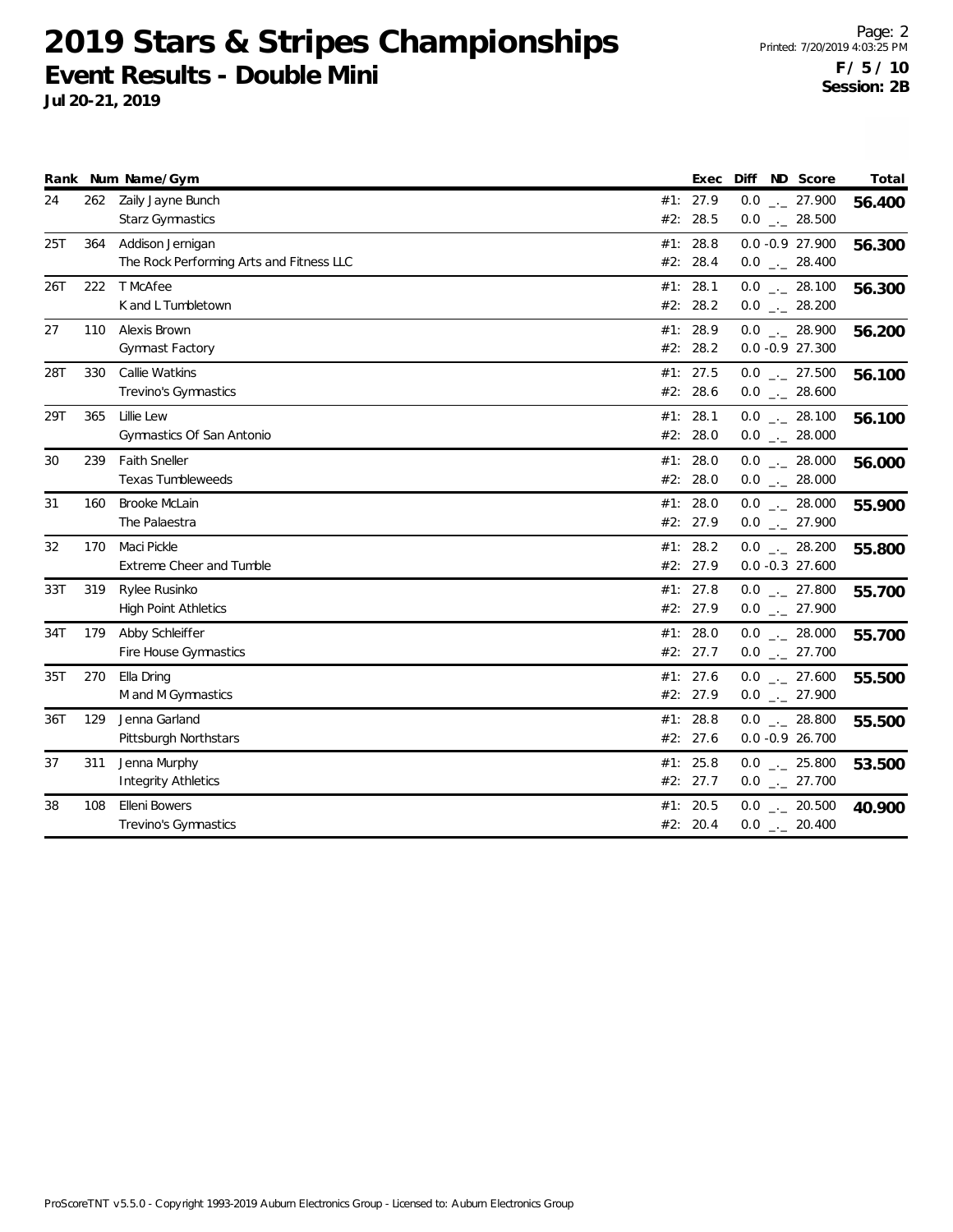# 2019 Stars & Stripes Championships

## Event Results - Double Mini

**Jul 20-21, 2019**

Printed: 7/20/2019 4:03:25 PM

**F / 5 / 10**
**Session: 2B**

| Rank | Num | Name/Gym | | Exec | Diff | ND | Score | Total |
|---|---|---|---|---|---|---|---|---|
| 24 | 262 | Zaily Jayne Bunch | #1: | 27.9 | 0.0 | _._ | 27.900 | 56.400 |
| | | Starz Gymnastics | #2: | 28.5 | 0.0 | _._ | 28.500 | |
| 25T | 364 | Addison Jernigan | #1: | 28.8 | 0.0 | -0.9 | 27.900 | 56.300 |
| | | The Rock Performing Arts and Fitness LLC | #2: | 28.4 | 0.0 | _._ | 28.400 | |
| 26T | 222 | T McAfee | #1: | 28.1 | 0.0 | _._ | 28.100 | 56.300 |
| | | K and L Tumbletown | #2: | 28.2 | 0.0 | _._ | 28.200 | |
| 27 | 110 | Alexis Brown | #1: | 28.9 | 0.0 | _._ | 28.900 | 56.200 |
| | | Gymnast Factory | #2: | 28.2 | 0.0 | -0.9 | 27.300 | |
| 28T | 330 | Callie Watkins | #1: | 27.5 | 0.0 | _._ | 27.500 | 56.100 |
| | | Trevino's Gymnastics | #2: | 28.6 | 0.0 | _._ | 28.600 | |
| 29T | 365 | Lillie Lew | #1: | 28.1 | 0.0 | _._ | 28.100 | 56.100 |
| | | Gymnastics Of San Antonio | #2: | 28.0 | 0.0 | _._ | 28.000 | |
| 30 | 239 | Faith Sneller | #1: | 28.0 | 0.0 | _._ | 28.000 | 56.000 |
| | | Texas Tumbleweeds | #2: | 28.0 | 0.0 | _._ | 28.000 | |
| 31 | 160 | Brooke McLain | #1: | 28.0 | 0.0 | _._ | 28.000 | 55.900 |
| | | The Palaestra | #2: | 27.9 | 0.0 | _._ | 27.900 | |
| 32 | 170 | Maci Pickle | #1: | 28.2 | 0.0 | _._ | 28.200 | 55.800 |
| | | Extreme Cheer and Tumble | #2: | 27.9 | 0.0 | -0.3 | 27.600 | |
| 33T | 319 | Rylee Rusinko | #1: | 27.8 | 0.0 | _._ | 27.800 | 55.700 |
| | | High Point Athletics | #2: | 27.9 | 0.0 | _._ | 27.900 | |
| 34T | 179 | Abby Schleiffer | #1: | 28.0 | 0.0 | _._ | 28.000 | 55.700 |
| | | Fire House Gymnastics | #2: | 27.7 | 0.0 | _._ | 27.700 | |
| 35T | 270 | Ella Dring | #1: | 27.6 | 0.0 | _._ | 27.600 | 55.500 |
| | | M and M Gymnastics | #2: | 27.9 | 0.0 | _._ | 27.900 | |
| 36T | 129 | Jenna Garland | #1: | 28.8 | 0.0 | _._ | 28.800 | 55.500 |
| | | Pittsburgh Northstars | #2: | 27.6 | 0.0 | -0.9 | 26.700 | |
| 37 | 311 | Jenna Murphy | #1: | 25.8 | 0.0 | _._ | 25.800 | 53.500 |
| | | Integrity Athletics | #2: | 27.7 | 0.0 | _._ | 27.700 | |
| 38 | 108 | Elleni Bowers | #1: | 20.5 | 0.0 | _._ | 20.500 | 40.900 |
| | | Trevino's Gymnastics | #2: | 20.4 | 0.0 | _._ | 20.400 | |

ProScoreTNT v5.5.0 - Copyright 1993-2019 Auburn Electronics Group - Licensed to: Auburn Electronics Group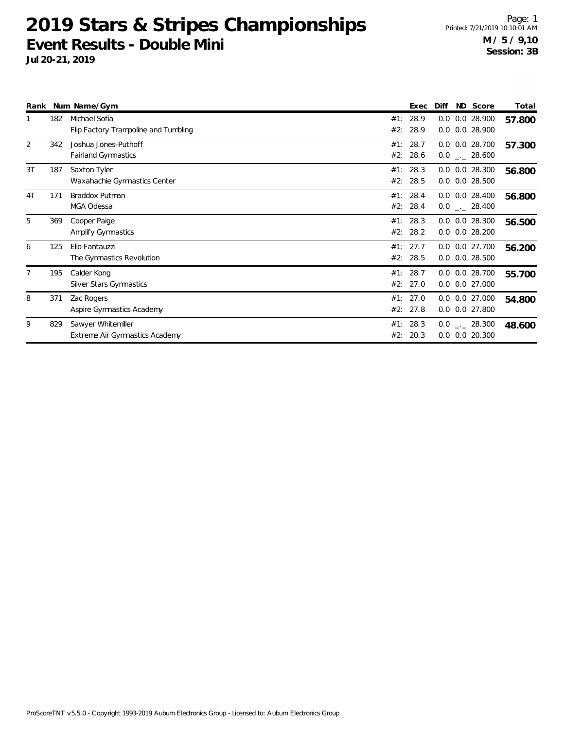# 2019 Stars & Stripes Championships

## Event Results - Double Mini

**Jul 20-21, 2019**

Page: 1
Printed: 7/21/2019 10:10:01 AM
**M / 5 / 9,10**
**Session: 3B**

| Rank | Num | Name/Gym | | Exec | Diff | ND | Score | Total |
|---|---|---|---|---|---|---|---|---|
| 1 | 182 | Michael Sofia | #1: | 28.9 | 0.0 | 0.0 | 28.900 | **57.800** |
| | | Flip Factory Trampoline and Tumbling | #2: | 28.9 | 0.0 | 0.0 | 28.900 | |
| 2 | 342 | Joshua Jones-Puthoff | #1: | 28.7 | 0.0 | 0.0 | 28.700 | **57.300** |
| | | Fairland Gymnastics | #2: | 28.6 | 0.0 | _._ | 28.600 | |
| 3T | 187 | Saxton Tyler | #1: | 28.3 | 0.0 | 0.0 | 28.300 | **56.800** |
| | | Waxahachie Gymnastics Center | #2: | 28.5 | 0.0 | 0.0 | 28.500 | |
| 4T | 171 | Braddox Putman | #1: | 28.4 | 0.0 | 0.0 | 28.400 | **56.800** |
| | | MGA Odessa | #2: | 28.4 | 0.0 | _._ | 28.400 | |
| 5 | 369 | Cooper Paige | #1: | 28.3 | 0.0 | 0.0 | 28.300 | **56.500** |
| | | Amplify Gymnastics | #2: | 28.2 | 0.0 | 0.0 | 28.200 | |
| 6 | 125 | Elio Fantauzzi | #1: | 27.7 | 0.0 | 0.0 | 27.700 | **56.200** |
| | | The Gymnastics Revolution | #2: | 28.5 | 0.0 | 0.0 | 28.500 | |
| 7 | 195 | Calder Kong | #1: | 28.7 | 0.0 | 0.0 | 28.700 | **55.700** |
| | | Silver Stars Gymnastics | #2: | 27.0 | 0.0 | 0.0 | 27.000 | |
| 8 | 371 | Zac Rogers | #1: | 27.0 | 0.0 | 0.0 | 27.000 | **54.800** |
| | | Aspire Gymnastics Academy | #2: | 27.8 | 0.0 | 0.0 | 27.800 | |
| 9 | 829 | Sawyer Whitemiller | #1: | 28.3 | 0.0 | _._ | 28.300 | **48.600** |
| | | Extreme Air Gymnastics Academy | #2: | 20.3 | 0.0 | 0.0 | 20.300 | |

ProScoreTNT v5.5.0 - Copyright 1993-2019 Auburn Electronics Group - Licensed to: Auburn Electronics Group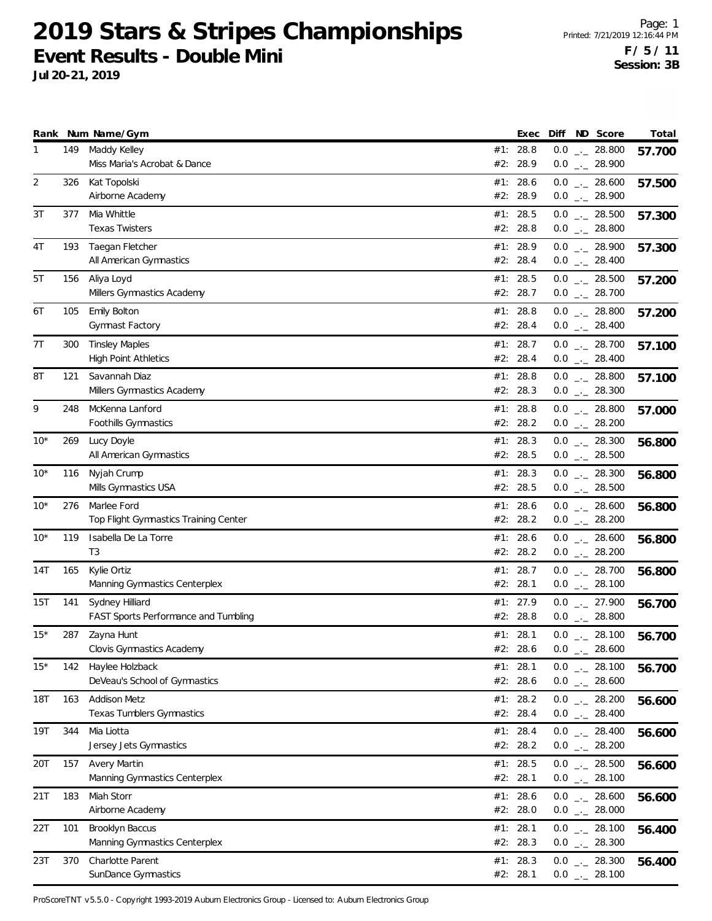# 2019 Stars & Stripes Championships

## Event Results - Double Mini

**Jul 20-21, 2019**

**F / 5 / 11**
**Session: 3B**

| Rank | Num | Name/Gym | | Exec | Diff | ND | Score | Total |
|---|---|---|---|---|---|---|---|---|
| 1 | 149 | Maddy Kelley | #1: | 28.8 | 0.0 | _._ | 28.800 | **57.700** |
| | | Miss Maria's Acrobat & Dance | #2: | 28.9 | 0.0 | _._ | 28.900 | |
| 2 | 326 | Kat Topolski | #1: | 28.6 | 0.0 | _._ | 28.600 | **57.500** |
| | | Airborne Academy | #2: | 28.9 | 0.0 | _._ | 28.900 | |
| 3T | 377 | Mia Whittle | #1: | 28.5 | 0.0 | _._ | 28.500 | **57.300** |
| | | Texas Twisters | #2: | 28.8 | 0.0 | _._ | 28.800 | |
| 4T | 193 | Taegan Fletcher | #1: | 28.9 | 0.0 | _._ | 28.900 | **57.300** |
| | | All American Gymnastics | #2: | 28.4 | 0.0 | _._ | 28.400 | |
| 5T | 156 | Aliya Loyd | #1: | 28.5 | 0.0 | _._ | 28.500 | **57.200** |
| | | Millers Gymnastics Academy | #2: | 28.7 | 0.0 | _._ | 28.700 | |
| 6T | 105 | Emily Bolton | #1: | 28.8 | 0.0 | _._ | 28.800 | **57.200** |
| | | Gymnast Factory | #2: | 28.4 | 0.0 | _._ | 28.400 | |
| 7T | 300 | Tinsley Maples | #1: | 28.7 | 0.0 | _._ | 28.700 | **57.100** |
| | | High Point Athletics | #2: | 28.4 | 0.0 | _._ | 28.400 | |
| 8T | 121 | Savannah Diaz | #1: | 28.8 | 0.0 | _._ | 28.800 | **57.100** |
| | | Millers Gymnastics Academy | #2: | 28.3 | 0.0 | _._ | 28.300 | |
| 9 | 248 | McKenna Lanford | #1: | 28.8 | 0.0 | _._ | 28.800 | **57.000** |
| | | Foothills Gymnastics | #2: | 28.2 | 0.0 | _._ | 28.200 | |
| 10* | 269 | Lucy Doyle | #1: | 28.3 | 0.0 | _._ | 28.300 | **56.800** |
| | | All American Gymnastics | #2: | 28.5 | 0.0 | _._ | 28.500 | |
| 10* | 116 | Nyjah Crump | #1: | 28.3 | 0.0 | _._ | 28.300 | **56.800** |
| | | Mills Gymnastics USA | #2: | 28.5 | 0.0 | _._ | 28.500 | |
| 10* | 276 | Marlee Ford | #1: | 28.6 | 0.0 | _._ | 28.600 | **56.800** |
| | | Top Flight Gymnastics Training Center | #2: | 28.2 | 0.0 | _._ | 28.200 | |
| 10* | 119 | Isabella De La Torre | #1: | 28.6 | 0.0 | _._ | 28.600 | **56.800** |
| | | T3 | #2: | 28.2 | 0.0 | _._ | 28.200 | |
| 14T | 165 | Kylie Ortiz | #1: | 28.7 | 0.0 | _._ | 28.700 | **56.800** |
| | | Manning Gymnastics Centerplex | #2: | 28.1 | 0.0 | _._ | 28.100 | |
| 15T | 141 | Sydney Hilliard | #1: | 27.9 | 0.0 | _._ | 27.900 | **56.700** |
| | | FAST Sports Performance and Tumbling | #2: | 28.8 | 0.0 | _._ | 28.800 | |
| 15* | 287 | Zayna Hunt | #1: | 28.1 | 0.0 | _._ | 28.100 | **56.700** |
| | | Clovis Gymnastics Academy | #2: | 28.6 | 0.0 | _._ | 28.600 | |
| 15* | 142 | Haylee Holzback | #1: | 28.1 | 0.0 | _._ | 28.100 | **56.700** |
| | | DeVeau's School of Gymnastics | #2: | 28.6 | 0.0 | _._ | 28.600 | |
| 18T | 163 | Addison Metz | #1: | 28.2 | 0.0 | _._ | 28.200 | **56.600** |
| | | Texas Tumblers Gymnastics | #2: | 28.4 | 0.0 | _._ | 28.400 | |
| 19T | 344 | Mia Liotta | #1: | 28.4 | 0.0 | _._ | 28.400 | **56.600** |
| | | Jersey Jets Gymnastics | #2: | 28.2 | 0.0 | _._ | 28.200 | |
| 20T | 157 | Avery Martin | #1: | 28.5 | 0.0 | _._ | 28.500 | **56.600** |
| | | Manning Gymnastics Centerplex | #2: | 28.1 | 0.0 | _._ | 28.100 | |
| 21T | 183 | Miah Storr | #1: | 28.6 | 0.0 | _._ | 28.600 | **56.600** |
| | | Airborne Academy | #2: | 28.0 | 0.0 | _._ | 28.000 | |
| 22T | 101 | Brooklyn Baccus | #1: | 28.1 | 0.0 | _._ | 28.100 | **56.400** |
| | | Manning Gymnastics Centerplex | #2: | 28.3 | 0.0 | _._ | 28.300 | |
| 23T | 370 | Charlotte Parent | #1: | 28.3 | 0.0 | _._ | 28.300 | **56.400** |
| | | SunDance Gymnastics | #2: | 28.1 | 0.0 | _._ | 28.100 | |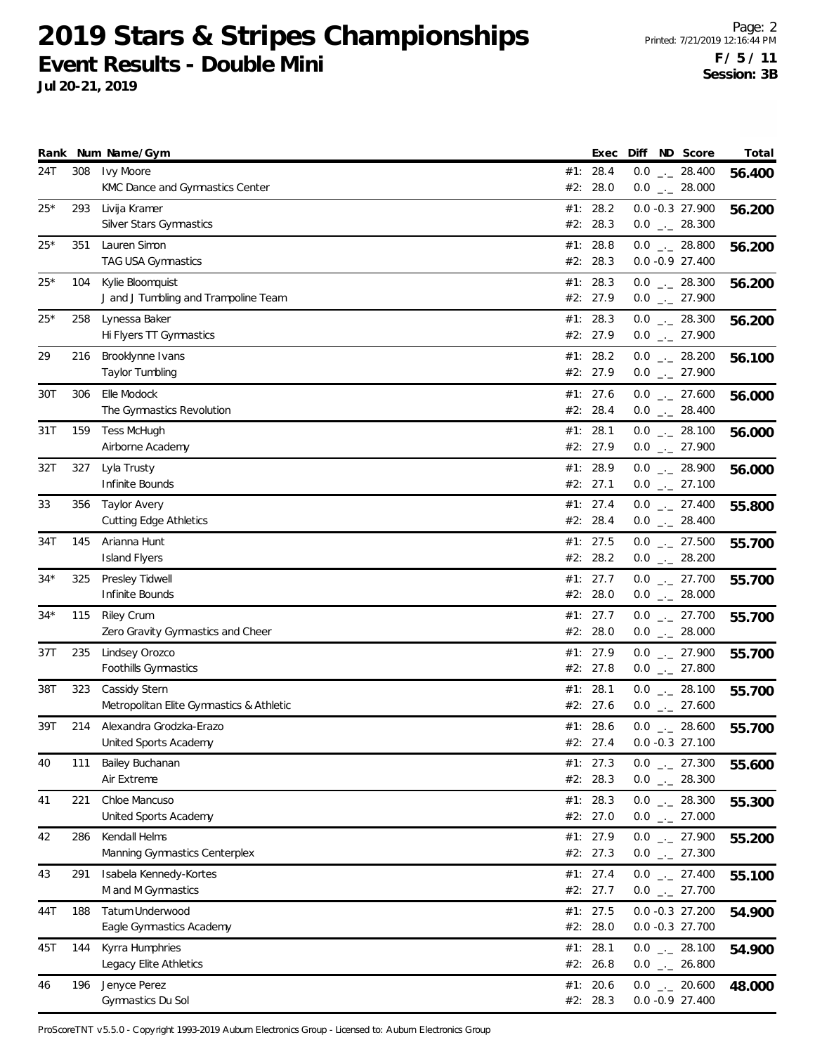# 2019 Stars & Stripes Championships

## Event Results - Double Mini

**Jul 20-21, 2019**

**F / 5 / 11**
**Session: 3B**

| Rank | Num | Name/Gym | | Exec | Diff | ND | Score | Total |
|---|---|---|---|---|---|---|---|---|
| 24T | 308 | Ivy Moore | #1: | 28.4 | 0.0 | _._ | 28.400 | 56.400 |
| | | KMC Dance and Gymnastics Center | #2: | 28.0 | 0.0 | _._ | 28.000 | |
| 25* | 293 | Livija Kramer | #1: | 28.2 | 0.0 | -0.3 | 27.900 | 56.200 |
| | | Silver Stars Gymnastics | #2: | 28.3 | 0.0 | _._ | 28.300 | |
| 25* | 351 | Lauren Simon | #1: | 28.8 | 0.0 | _._ | 28.800 | 56.200 |
| | | TAG USA Gymnastics | #2: | 28.3 | 0.0 | -0.9 | 27.400 | |
| 25* | 104 | Kylie Bloomquist | #1: | 28.3 | 0.0 | _._ | 28.300 | 56.200 |
| | | J and J Tumbling and Trampoline Team | #2: | 27.9 | 0.0 | _._ | 27.900 | |
| 25* | 258 | Lynessa Baker | #1: | 28.3 | 0.0 | _._ | 28.300 | 56.200 |
| | | Hi Flyers TT Gymnastics | #2: | 27.9 | 0.0 | _._ | 27.900 | |
| 29 | 216 | Brooklynne Ivans | #1: | 28.2 | 0.0 | _._ | 28.200 | 56.100 |
| | | Taylor Tumbling | #2: | 27.9 | 0.0 | _._ | 27.900 | |
| 30T | 306 | Elle Modock | #1: | 27.6 | 0.0 | _._ | 27.600 | 56.000 |
| | | The Gymnastics Revolution | #2: | 28.4 | 0.0 | _._ | 28.400 | |
| 31T | 159 | Tess McHugh | #1: | 28.1 | 0.0 | _._ | 28.100 | 56.000 |
| | | Airborne Academy | #2: | 27.9 | 0.0 | _._ | 27.900 | |
| 32T | 327 | Lyla Trusty | #1: | 28.9 | 0.0 | _._ | 28.900 | 56.000 |
| | | Infinite Bounds | #2: | 27.1 | 0.0 | _._ | 27.100 | |
| 33 | 356 | Taylor Avery | #1: | 27.4 | 0.0 | _._ | 27.400 | 55.800 |
| | | Cutting Edge Athletics | #2: | 28.4 | 0.0 | _._ | 28.400 | |
| 34T | 145 | Arianna Hunt | #1: | 27.5 | 0.0 | _._ | 27.500 | 55.700 |
| | | Island Flyers | #2: | 28.2 | 0.0 | _._ | 28.200 | |
| 34* | 325 | Presley Tidwell | #1: | 27.7 | 0.0 | _._ | 27.700 | 55.700 |
| | | Infinite Bounds | #2: | 28.0 | 0.0 | _._ | 28.000 | |
| 34* | 115 | Riley Crum | #1: | 27.7 | 0.0 | _._ | 27.700 | 55.700 |
| | | Zero Gravity Gymnastics and Cheer | #2: | 28.0 | 0.0 | _._ | 28.000 | |
| 37T | 235 | Lindsey Orozco | #1: | 27.9 | 0.0 | _._ | 27.900 | 55.700 |
| | | Foothills Gymnastics | #2: | 27.8 | 0.0 | _._ | 27.800 | |
| 38T | 323 | Cassidy Stern | #1: | 28.1 | 0.0 | _._ | 28.100 | 55.700 |
| | | Metropolitan Elite Gymnastics & Athletic | #2: | 27.6 | 0.0 | _._ | 27.600 | |
| 39T | 214 | Alexandra Grodzka-Erazo | #1: | 28.6 | 0.0 | _._ | 28.600 | 55.700 |
| | | United Sports Academy | #2: | 27.4 | 0.0 | -0.3 | 27.100 | |
| 40 | 111 | Bailey Buchanan | #1: | 27.3 | 0.0 | _._ | 27.300 | 55.600 |
| | | Air Extreme | #2: | 28.3 | 0.0 | _._ | 28.300 | |
| 41 | 221 | Chloe Mancuso | #1: | 28.3 | 0.0 | _._ | 28.300 | 55.300 |
| | | United Sports Academy | #2: | 27.0 | 0.0 | _._ | 27.000 | |
| 42 | 286 | Kendall Helms | #1: | 27.9 | 0.0 | _._ | 27.900 | 55.200 |
| | | Manning Gymnastics Centerplex | #2: | 27.3 | 0.0 | _._ | 27.300 | |
| 43 | 291 | Isabela Kennedy-Kortes | #1: | 27.4 | 0.0 | _._ | 27.400 | 55.100 |
| | | M and M Gymnastics | #2: | 27.7 | 0.0 | _._ | 27.700 | |
| 44T | 188 | Tatum Underwood | #1: | 27.5 | 0.0 | -0.3 | 27.200 | 54.900 |
| | | Eagle Gymnastics Academy | #2: | 28.0 | 0.0 | -0.3 | 27.700 | |
| 45T | 144 | Kyrra Humphries | #1: | 28.1 | 0.0 | _._ | 28.100 | 54.900 |
| | | Legacy Elite Athletics | #2: | 26.8 | 0.0 | _._ | 26.800 | |
| 46 | 196 | Jenyce Perez | #1: | 20.6 | 0.0 | _._ | 20.600 | 48.000 |
| | | Gymnastics Du Sol | #2: | 28.3 | 0.0 | -0.9 | 27.400 | |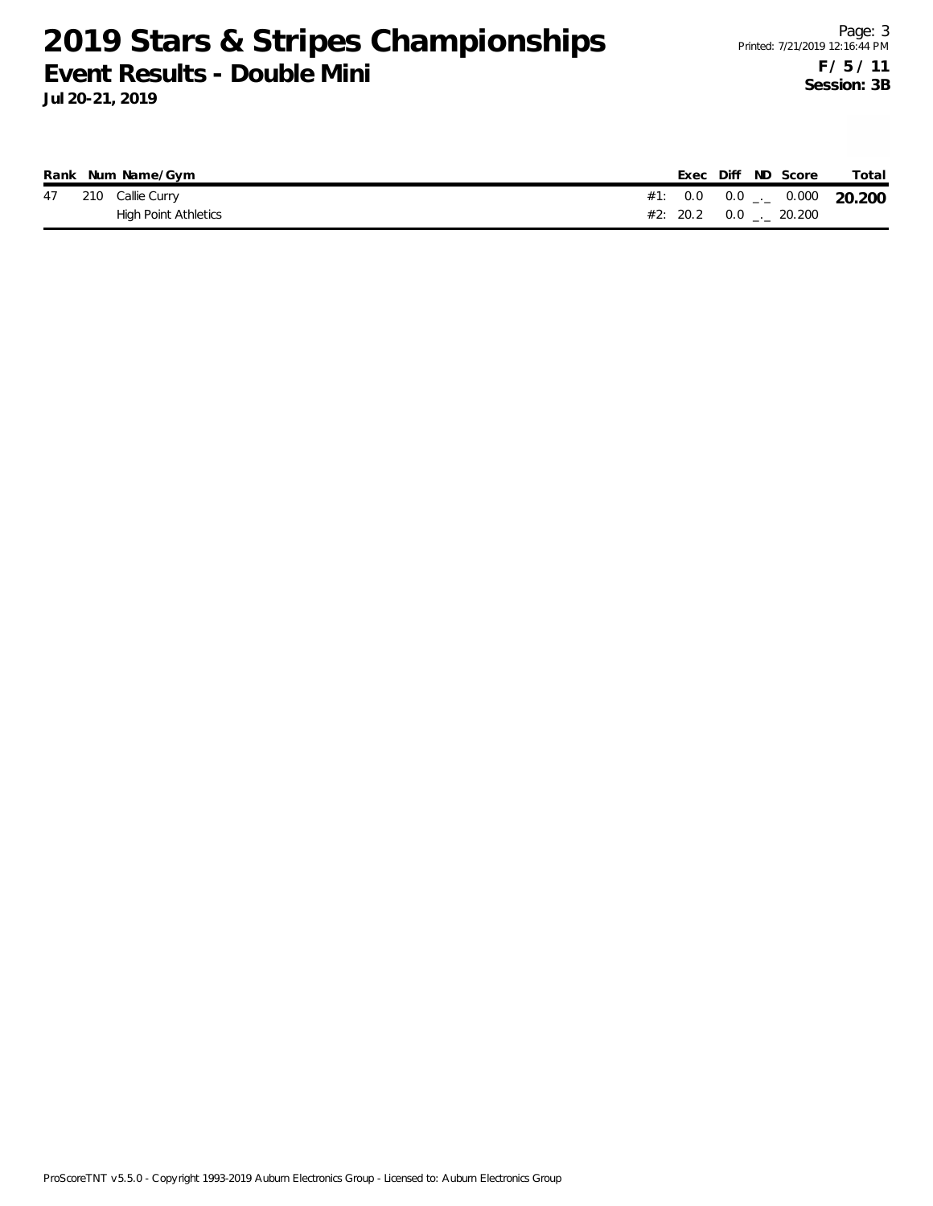# 2019 Stars & Stripes Championships

## Event Results - Double Mini

**Jul 20-21, 2019**

Printed: 7/21/2019 12:16:44 PM

**F / 5 / 11**
**Session: 3B**

| Rank | Num | Name/Gym | | Exec | Diff | ND | Score | Total |
|---|---|---|---|---|---|---|---|---|
| 47 | 210 | Callie Curry | #1: | 0.0 | 0.0 | _._ | 0.000 | **20.200** |
| | | High Point Athletics | #2: | 20.2 | 0.0 | _._ | 20.200 | |

ProScoreTNT v5.5.0 - Copyright 1993-2019 Auburn Electronics Group - Licensed to: Auburn Electronics Group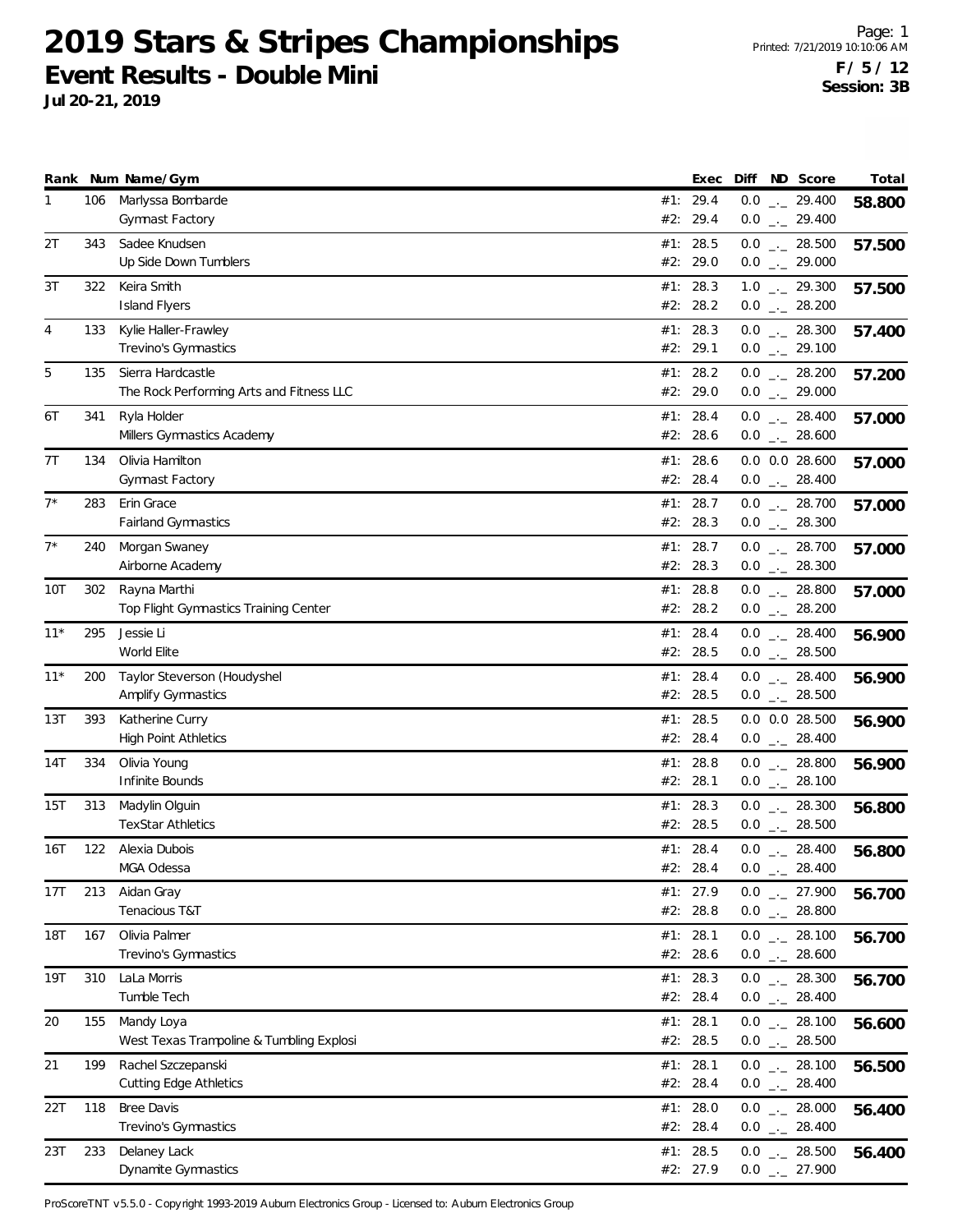# 2019 Stars & Stripes Championships

## Event Results - Double Mini

**Jul 20-21, 2019**

Printed: 7/21/2019 10:10:06 AM

**F / 5 / 12**

**Session: 3B**

| Rank | Num | Name/Gym | | Exec | Diff | ND | Score | Total |
|---|---|---|---|---|---|---|---|---|
| 1 | 106 | Marlyssa Bombarde | #1: | 29.4 | 0.0 | _._ | 29.400 | **58.800** |
| | | Gymnast Factory | #2: | 29.4 | 0.0 | _._ | 29.400 | |
| 2T | 343 | Sadee Knudsen | #1: | 28.5 | 0.0 | _._ | 28.500 | **57.500** |
| | | Up Side Down Tumblers | #2: | 29.0 | 0.0 | _._ | 29.000 | |
| 3T | 322 | Keira Smith | #1: | 28.3 | 1.0 | _._ | 29.300 | **57.500** |
| | | Island Flyers | #2: | 28.2 | 0.0 | _._ | 28.200 | |
| 4 | 133 | Kylie Haller-Frawley | #1: | 28.3 | 0.0 | _._ | 28.300 | **57.400** |
| | | Trevino's Gymnastics | #2: | 29.1 | 0.0 | _._ | 29.100 | |
| 5 | 135 | Sierra Hardcastle | #1: | 28.2 | 0.0 | _._ | 28.200 | **57.200** |
| | | The Rock Performing Arts and Fitness LLC | #2: | 29.0 | 0.0 | _._ | 29.000 | |
| 6T | 341 | Ryla Holder | #1: | 28.4 | 0.0 | _._ | 28.400 | **57.000** |
| | | Millers Gymnastics Academy | #2: | 28.6 | 0.0 | _._ | 28.600 | |
| 7T | 134 | Olivia Hamilton | #1: | 28.6 | 0.0 | 0.0 | 28.600 | **57.000** |
| | | Gymnast Factory | #2: | 28.4 | 0.0 | _._ | 28.400 | |
| 7* | 283 | Erin Grace | #1: | 28.7 | 0.0 | _._ | 28.700 | **57.000** |
| | | Fairland Gymnastics | #2: | 28.3 | 0.0 | _._ | 28.300 | |
| 7* | 240 | Morgan Swaney | #1: | 28.7 | 0.0 | _._ | 28.700 | **57.000** |
| | | Airborne Academy | #2: | 28.3 | 0.0 | _._ | 28.300 | |
| 10T | 302 | Rayna Marthi | #1: | 28.8 | 0.0 | _._ | 28.800 | **57.000** |
| | | Top Flight Gymnastics Training Center | #2: | 28.2 | 0.0 | _._ | 28.200 | |
| 11* | 295 | Jessie Li | #1: | 28.4 | 0.0 | _._ | 28.400 | **56.900** |
| | | World Elite | #2: | 28.5 | 0.0 | _._ | 28.500 | |
| 11* | 200 | Taylor Steverson (Houdyshel | #1: | 28.4 | 0.0 | _._ | 28.400 | **56.900** |
| | | Amplify Gymnastics | #2: | 28.5 | 0.0 | _._ | 28.500 | |
| 13T | 393 | Katherine Curry | #1: | 28.5 | 0.0 | 0.0 | 28.500 | **56.900** |
| | | High Point Athletics | #2: | 28.4 | 0.0 | _._ | 28.400 | |
| 14T | 334 | Olivia Young | #1: | 28.8 | 0.0 | _._ | 28.800 | **56.900** |
| | | Infinite Bounds | #2: | 28.1 | 0.0 | _._ | 28.100 | |
| 15T | 313 | Madylin Olguin | #1: | 28.3 | 0.0 | _._ | 28.300 | **56.800** |
| | | TexStar Athletics | #2: | 28.5 | 0.0 | _._ | 28.500 | |
| 16T | 122 | Alexia Dubois | #1: | 28.4 | 0.0 | _._ | 28.400 | **56.800** |
| | | MGA Odessa | #2: | 28.4 | 0.0 | _._ | 28.400 | |
| 17T | 213 | Aidan Gray | #1: | 27.9 | 0.0 | _._ | 27.900 | **56.700** |
| | | Tenacious T&T | #2: | 28.8 | 0.0 | _._ | 28.800 | |
| 18T | 167 | Olivia Palmer | #1: | 28.1 | 0.0 | _._ | 28.100 | **56.700** |
| | | Trevino's Gymnastics | #2: | 28.6 | 0.0 | _._ | 28.600 | |
| 19T | 310 | LaLa Morris | #1: | 28.3 | 0.0 | _._ | 28.300 | **56.700** |
| | | Tumble Tech | #2: | 28.4 | 0.0 | _._ | 28.400 | |
| 20 | 155 | Mandy Loya | #1: | 28.1 | 0.0 | _._ | 28.100 | **56.600** |
| | | West Texas Trampoline & Tumbling Explosi | #2: | 28.5 | 0.0 | _._ | 28.500 | |
| 21 | 199 | Rachel Szczepanski | #1: | 28.1 | 0.0 | _._ | 28.100 | **56.500** |
| | | Cutting Edge Athletics | #2: | 28.4 | 0.0 | _._ | 28.400 | |
| 22T | 118 | Bree Davis | #1: | 28.0 | 0.0 | _._ | 28.000 | **56.400** |
| | | Trevino's Gymnastics | #2: | 28.4 | 0.0 | _._ | 28.400 | |
| 23T | 233 | Delaney Lack | #1: | 28.5 | 0.0 | _._ | 28.500 | **56.400** |
| | | Dynamite Gymnastics | #2: | 27.9 | 0.0 | _._ | 27.900 | |

ProScoreTNT v5.5.0 - Copyright 1993-2019 Auburn Electronics Group - Licensed to: Auburn Electronics Group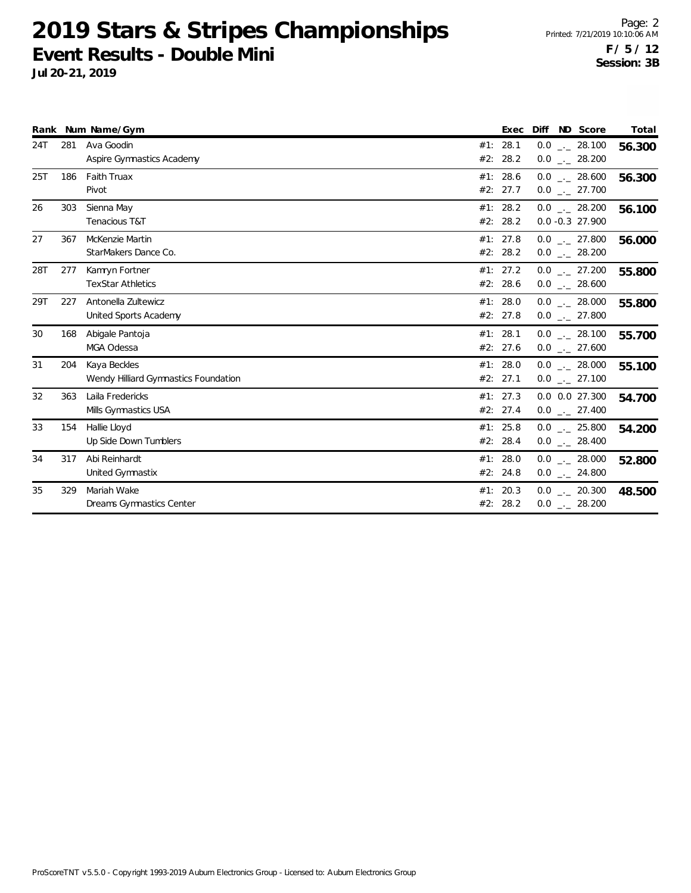# 2019 Stars & Stripes Championships

## Event Results - Double Mini

**Jul 20-21, 2019**

**F / 5 / 12**
**Session: 3B**

| Rank | Num | Name/Gym | Exec | Diff | ND | Score | Total |
|---|---|---|---|---|---|---|---|
| 24T | 281 | Ava Goodin | #1: 28.1 | 0.0 | _._ | 28.100 | **56.300** |
| | | Aspire Gymnastics Academy | #2: 28.2 | 0.0 | _._ | 28.200 | |
| 25T | 186 | Faith Truax | #1: 28.6 | 0.0 | _._ | 28.600 | **56.300** |
| | | Pivot | #2: 27.7 | 0.0 | _._ | 27.700 | |
| 26 | 303 | Sienna May | #1: 28.2 | 0.0 | _._ | 28.200 | **56.100** |
| | | Tenacious T&T | #2: 28.2 | 0.0 | -0.3 | 27.900 | |
| 27 | 367 | McKenzie Martin | #1: 27.8 | 0.0 | _._ | 27.800 | **56.000** |
| | | StarMakers Dance Co. | #2: 28.2 | 0.0 | _._ | 28.200 | |
| 28T | 277 | Kamryn Fortner | #1: 27.2 | 0.0 | _._ | 27.200 | **55.800** |
| | | TexStar Athletics | #2: 28.6 | 0.0 | _._ | 28.600 | |
| 29T | 227 | Antonella Zultewicz | #1: 28.0 | 0.0 | _._ | 28.000 | **55.800** |
| | | United Sports Academy | #2: 27.8 | 0.0 | _._ | 27.800 | |
| 30 | 168 | Abigale Pantoja | #1: 28.1 | 0.0 | _._ | 28.100 | **55.700** |
| | | MGA Odessa | #2: 27.6 | 0.0 | _._ | 27.600 | |
| 31 | 204 | Kaya Beckles | #1: 28.0 | 0.0 | _._ | 28.000 | **55.100** |
| | | Wendy Hilliard Gymnastics Foundation | #2: 27.1 | 0.0 | _._ | 27.100 | |
| 32 | 363 | Laila Fredericks | #1: 27.3 | 0.0 | 0.0 | 27.300 | **54.700** |
| | | Mills Gymnastics USA | #2: 27.4 | 0.0 | _._ | 27.400 | |
| 33 | 154 | Hallie Lloyd | #1: 25.8 | 0.0 | _._ | 25.800 | **54.200** |
| | | Up Side Down Tumblers | #2: 28.4 | 0.0 | _._ | 28.400 | |
| 34 | 317 | Abi Reinhardt | #1: 28.0 | 0.0 | _._ | 28.000 | **52.800** |
| | | United Gymnastix | #2: 24.8 | 0.0 | _._ | 24.800 | |
| 35 | 329 | Mariah Wake | #1: 20.3 | 0.0 | _._ | 20.300 | **48.500** |
| | | Dreams Gymnastics Center | #2: 28.2 | 0.0 | _._ | 28.200 | |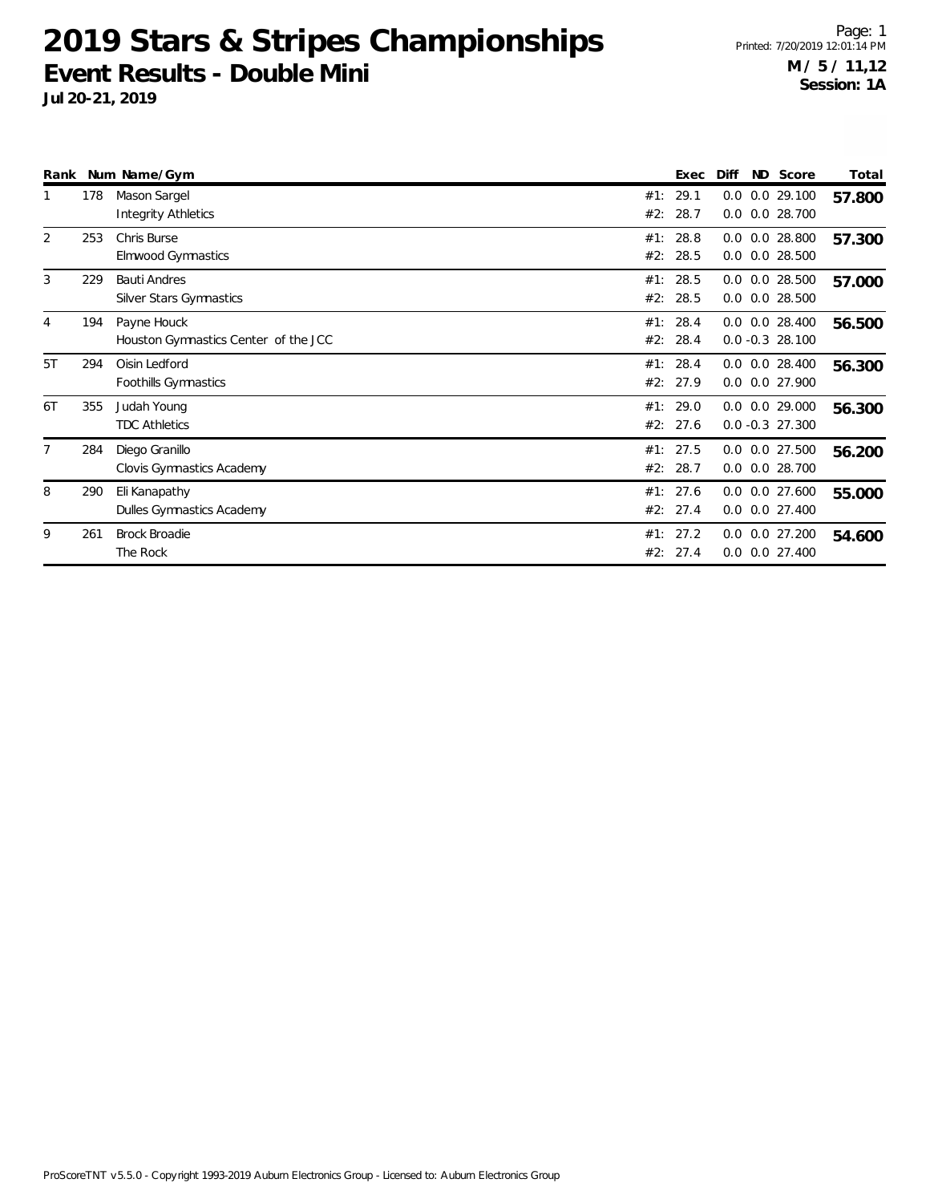# 2019 Stars & Stripes Championships

## Event Results - Double Mini

**Jul 20-21, 2019**

Page: 1
Printed: 7/20/2019 12:01:14 PM

**M / 5 / 11,12**
**Session: 1A**

| Rank | Num | Name/Gym | | Exec | Diff | ND | Score | Total |
|---|---|---|---|---|---|---|---|---|
| 1 | 178 | Mason Sargel | #1: | 29.1 | 0.0 | 0.0 | 29.100 | **57.800** |
| | | Integrity Athletics | #2: | 28.7 | 0.0 | 0.0 | 28.700 | |
| 2 | 253 | Chris Burse | #1: | 28.8 | 0.0 | 0.0 | 28.800 | **57.300** |
| | | Elmwood Gymnastics | #2: | 28.5 | 0.0 | 0.0 | 28.500 | |
| 3 | 229 | Bauti Andres | #1: | 28.5 | 0.0 | 0.0 | 28.500 | **57.000** |
| | | Silver Stars Gymnastics | #2: | 28.5 | 0.0 | 0.0 | 28.500 | |
| 4 | 194 | Payne Houck | #1: | 28.4 | 0.0 | 0.0 | 28.400 | **56.500** |
| | | Houston Gymnastics Center of the JCC | #2: | 28.4 | 0.0 | -0.3 | 28.100 | |
| 5T | 294 | Oisin Ledford | #1: | 28.4 | 0.0 | 0.0 | 28.400 | **56.300** |
| | | Foothills Gymnastics | #2: | 27.9 | 0.0 | 0.0 | 27.900 | |
| 6T | 355 | Judah Young | #1: | 29.0 | 0.0 | 0.0 | 29.000 | **56.300** |
| | | TDC Athletics | #2: | 27.6 | 0.0 | -0.3 | 27.300 | |
| 7 | 284 | Diego Granillo | #1: | 27.5 | 0.0 | 0.0 | 27.500 | **56.200** |
| | | Clovis Gymnastics Academy | #2: | 28.7 | 0.0 | 0.0 | 28.700 | |
| 8 | 290 | Eli Kanapathy | #1: | 27.6 | 0.0 | 0.0 | 27.600 | **55.000** |
| | | Dulles Gymnastics Academy | #2: | 27.4 | 0.0 | 0.0 | 27.400 | |
| 9 | 261 | Brock Broadie | #1: | 27.2 | 0.0 | 0.0 | 27.200 | **54.600** |
| | | The Rock | #2: | 27.4 | 0.0 | 0.0 | 27.400 | |

ProScoreTNT v5.5.0 - Copyright 1993-2019 Auburn Electronics Group - Licensed to: Auburn Electronics Group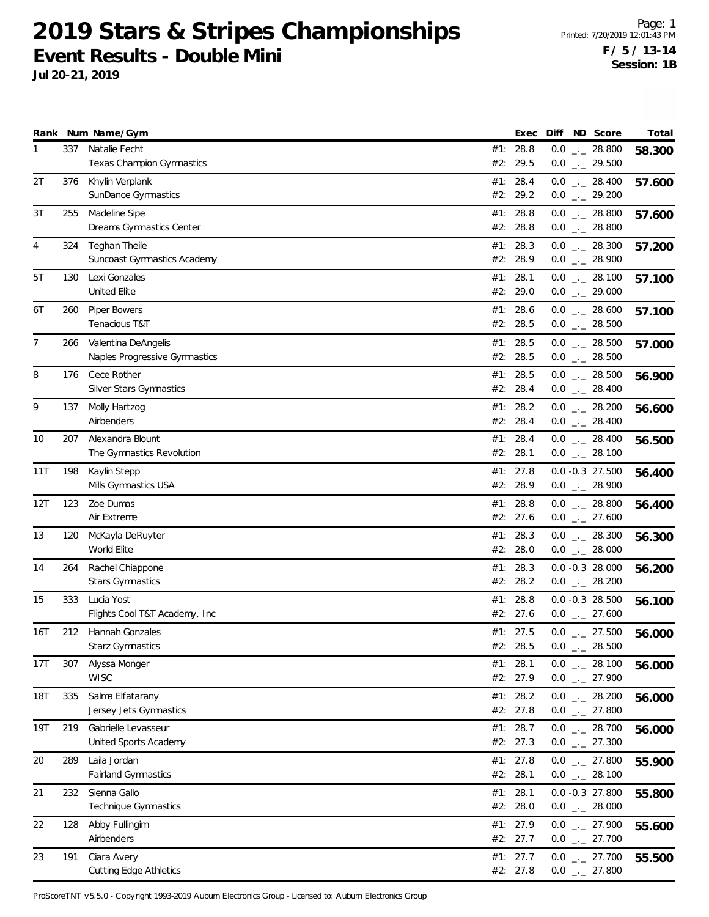# 2019 Stars & Stripes Championships

## Event Results - Double Mini

**Jul 20-21, 2019**

Page: 1
Printed: 7/20/2019 12:01:43 PM

**F / 5 / 13-14**
**Session: 1B**

| Rank | Num | Name/Gym | | Exec | Diff | ND | Score | Total |
|---|---|---|---|---|---|---|---|---|
| 1 | 337 | Natalie Fecht | #1: | 28.8 | 0.0 | _._ | 28.800 | **58.300** |
| | | Texas Champion Gymnastics | #2: | 29.5 | 0.0 | _._ | 29.500 | |
| 2T | 376 | Khylin Verplank | #1: | 28.4 | 0.0 | _._ | 28.400 | **57.600** |
| | | SunDance Gymnastics | #2: | 29.2 | 0.0 | _._ | 29.200 | |
| 3T | 255 | Madeline Sipe | #1: | 28.8 | 0.0 | _._ | 28.800 | **57.600** |
| | | Dreams Gymnastics Center | #2: | 28.8 | 0.0 | _._ | 28.800 | |
| 4 | 324 | Teghan Theile | #1: | 28.3 | 0.0 | _._ | 28.300 | **57.200** |
| | | Suncoast Gymnastics Academy | #2: | 28.9 | 0.0 | _._ | 28.900 | |
| 5T | 130 | Lexi Gonzales | #1: | 28.1 | 0.0 | _._ | 28.100 | **57.100** |
| | | United Elite | #2: | 29.0 | 0.0 | _._ | 29.000 | |
| 6T | 260 | Piper Bowers | #1: | 28.6 | 0.0 | _._ | 28.600 | **57.100** |
| | | Tenacious T&T | #2: | 28.5 | 0.0 | _._ | 28.500 | |
| 7 | 266 | Valentina DeAngelis | #1: | 28.5 | 0.0 | _._ | 28.500 | **57.000** |
| | | Naples Progressive Gymnastics | #2: | 28.5 | 0.0 | _._ | 28.500 | |
| 8 | 176 | Cece Rother | #1: | 28.5 | 0.0 | _._ | 28.500 | **56.900** |
| | | Silver Stars Gymnastics | #2: | 28.4 | 0.0 | _._ | 28.400 | |
| 9 | 137 | Molly Hartzog | #1: | 28.2 | 0.0 | _._ | 28.200 | **56.600** |
| | | Airbenders | #2: | 28.4 | 0.0 | _._ | 28.400 | |
| 10 | 207 | Alexandra Blount | #1: | 28.4 | 0.0 | _._ | 28.400 | **56.500** |
| | | The Gymnastics Revolution | #2: | 28.1 | 0.0 | _._ | 28.100 | |
| 11T | 198 | Kaylin Stepp | #1: | 27.8 | 0.0 | -0.3 | 27.500 | **56.400** |
| | | Mills Gymnastics USA | #2: | 28.9 | 0.0 | _._ | 28.900 | |
| 12T | 123 | Zoe Dumas | #1: | 28.8 | 0.0 | _._ | 28.800 | **56.400** |
| | | Air Extreme | #2: | 27.6 | 0.0 | _._ | 27.600 | |
| 13 | 120 | McKayla DeRuyter | #1: | 28.3 | 0.0 | _._ | 28.300 | **56.300** |
| | | World Elite | #2: | 28.0 | 0.0 | _._ | 28.000 | |
| 14 | 264 | Rachel Chiappone | #1: | 28.3 | 0.0 | -0.3 | 28.000 | **56.200** |
| | | Stars Gymnastics | #2: | 28.2 | 0.0 | _._ | 28.200 | |
| 15 | 333 | Lucia Yost | #1: | 28.8 | 0.0 | -0.3 | 28.500 | **56.100** |
| | | Flights Cool T&T Academy, Inc | #2: | 27.6 | 0.0 | _._ | 27.600 | |
| 16T | 212 | Hannah Gonzales | #1: | 27.5 | 0.0 | _._ | 27.500 | **56.000** |
| | | Starz Gymnastics | #2: | 28.5 | 0.0 | _._ | 28.500 | |
| 17T | 307 | Alyssa Monger | #1: | 28.1 | 0.0 | _._ | 28.100 | **56.000** |
| | | WISC | #2: | 27.9 | 0.0 | _._ | 27.900 | |
| 18T | 335 | Salma Elfatarany | #1: | 28.2 | 0.0 | _._ | 28.200 | **56.000** |
| | | Jersey Jets Gymnastics | #2: | 27.8 | 0.0 | _._ | 27.800 | |
| 19T | 219 | Gabrielle Levasseur | #1: | 28.7 | 0.0 | _._ | 28.700 | **56.000** |
| | | United Sports Academy | #2: | 27.3 | 0.0 | _._ | 27.300 | |
| 20 | 289 | Laila Jordan | #1: | 27.8 | 0.0 | _._ | 27.800 | **55.900** |
| | | Fairland Gymnastics | #2: | 28.1 | 0.0 | _._ | 28.100 | |
| 21 | 232 | Sienna Gallo | #1: | 28.1 | 0.0 | -0.3 | 27.800 | **55.800** |
| | | Technique Gymnastics | #2: | 28.0 | 0.0 | _._ | 28.000 | |
| 22 | 128 | Abby Fullingim | #1: | 27.9 | 0.0 | _._ | 27.900 | **55.600** |
| | | Airbenders | #2: | 27.7 | 0.0 | _._ | 27.700 | |
| 23 | 191 | Ciara Avery | #1: | 27.7 | 0.0 | _._ | 27.700 | **55.500** |
| | | Cutting Edge Athletics | #2: | 27.8 | 0.0 | _._ | 27.800 | |

ProScoreTNT v5.5.0 - Copyright 1993-2019 Auburn Electronics Group - Licensed to: Auburn Electronics Group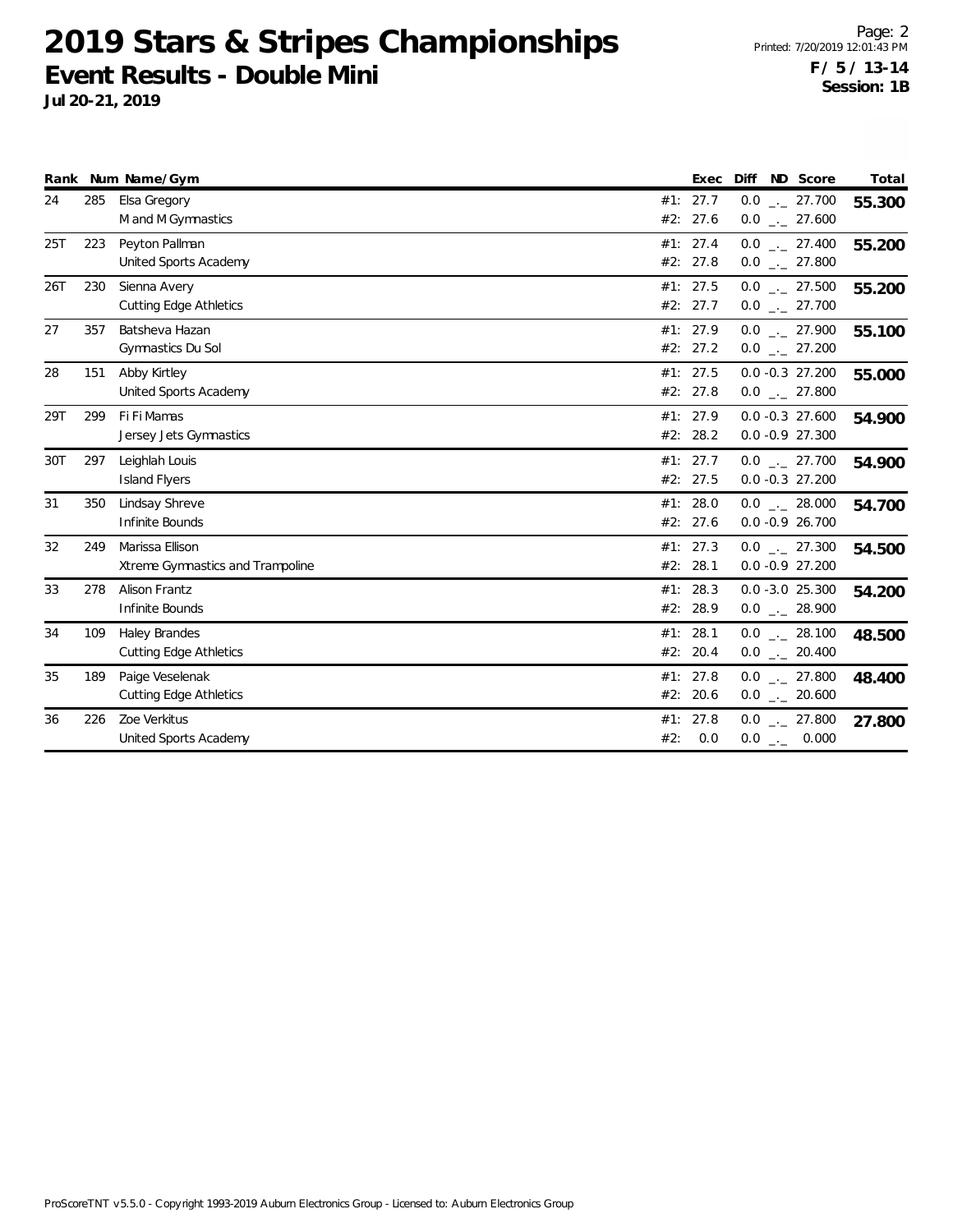# 2019 Stars & Stripes Championships

## Event Results - Double Mini

**Jul 20-21, 2019**

Printed: 7/20/2019 12:01:43 PM

**F / 5 / 13-14**
**Session: 1B**

| Rank | Num | Name/Gym | | Exec | Diff | ND | Score | Total |
|---|---|---|---|---|---|---|---|---|
| 24 | 285 | Elsa Gregory | #1: | 27.7 | 0.0 | _._ | 27.700 | **55.300** |
| | | M and M Gymnastics | #2: | 27.6 | 0.0 | _._ | 27.600 | |
| 25T | 223 | Peyton Pallman | #1: | 27.4 | 0.0 | _._ | 27.400 | **55.200** |
| | | United Sports Academy | #2: | 27.8 | 0.0 | _._ | 27.800 | |
| 26T | 230 | Sienna Avery | #1: | 27.5 | 0.0 | _._ | 27.500 | **55.200** |
| | | Cutting Edge Athletics | #2: | 27.7 | 0.0 | _._ | 27.700 | |
| 27 | 357 | Batsheva Hazan | #1: | 27.9 | 0.0 | _._ | 27.900 | **55.100** |
| | | Gymnastics Du Sol | #2: | 27.2 | 0.0 | _._ | 27.200 | |
| 28 | 151 | Abby Kirtley | #1: | 27.5 | 0.0 | -0.3 | 27.200 | **55.000** |
| | | United Sports Academy | #2: | 27.8 | 0.0 | _._ | 27.800 | |
| 29T | 299 | Fi Fi Mamas | #1: | 27.9 | 0.0 | -0.3 | 27.600 | **54.900** |
| | | Jersey Jets Gymnastics | #2: | 28.2 | 0.0 | -0.9 | 27.300 | |
| 30T | 297 | Leighlah Louis | #1: | 27.7 | 0.0 | _._ | 27.700 | **54.900** |
| | | Island Flyers | #2: | 27.5 | 0.0 | -0.3 | 27.200 | |
| 31 | 350 | Lindsay Shreve | #1: | 28.0 | 0.0 | _._ | 28.000 | **54.700** |
| | | Infinite Bounds | #2: | 27.6 | 0.0 | -0.9 | 26.700 | |
| 32 | 249 | Marissa Ellison | #1: | 27.3 | 0.0 | _._ | 27.300 | **54.500** |
| | | Xtreme Gymnastics and Trampoline | #2: | 28.1 | 0.0 | -0.9 | 27.200 | |
| 33 | 278 | Alison Frantz | #1: | 28.3 | 0.0 | -3.0 | 25.300 | **54.200** |
| | | Infinite Bounds | #2: | 28.9 | 0.0 | _._ | 28.900 | |
| 34 | 109 | Haley Brandes | #1: | 28.1 | 0.0 | _._ | 28.100 | **48.500** |
| | | Cutting Edge Athletics | #2: | 20.4 | 0.0 | _._ | 20.400 | |
| 35 | 189 | Paige Veselenak | #1: | 27.8 | 0.0 | _._ | 27.800 | **48.400** |
| | | Cutting Edge Athletics | #2: | 20.6 | 0.0 | _._ | 20.600 | |
| 36 | 226 | Zoe Verkitus | #1: | 27.8 | 0.0 | _._ | 27.800 | **27.800** |
| | | United Sports Academy | #2: | 0.0 | 0.0 | _._ | 0.000 | |

ProScoreTNT v5.5.0 - Copyright 1993-2019 Auburn Electronics Group - Licensed to: Auburn Electronics Group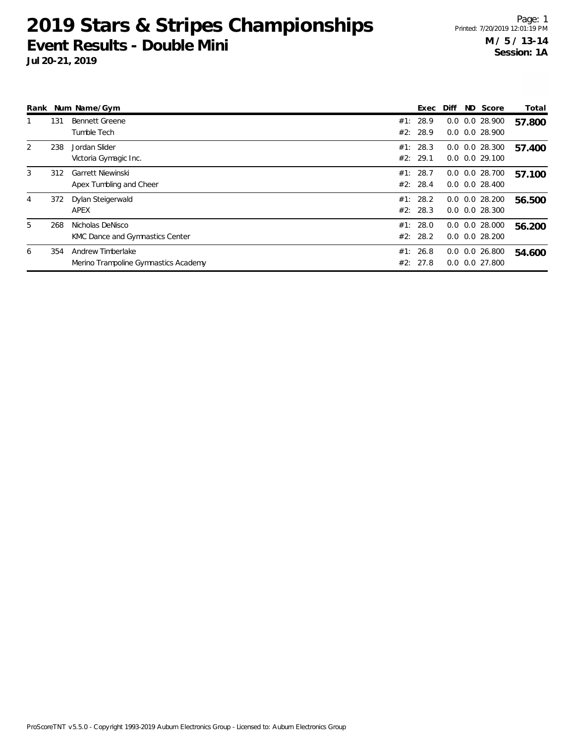# 2019 Stars & Stripes Championships

## Event Results - Double Mini

**Jul 20-21, 2019**

**M / 5 / 13-14**
**Session: 1A**

| Rank | Num | Name/Gym | | Exec | Diff | ND | Score | Total |
|---|---|---|---|---|---|---|---|---|
| 1 | 131 | Bennett Greene | #1: | 28.9 | 0.0 | 0.0 | 28.900 | **57.800** |
| | | Tumble Tech | #2: | 28.9 | 0.0 | 0.0 | 28.900 | |
| 2 | 238 | Jordan Slider | #1: | 28.3 | 0.0 | 0.0 | 28.300 | **57.400** |
| | | Victoria Gymagic Inc. | #2: | 29.1 | 0.0 | 0.0 | 29.100 | |
| 3 | 312 | Garrett Niewinski | #1: | 28.7 | 0.0 | 0.0 | 28.700 | **57.100** |
| | | Apex Tumbling and Cheer | #2: | 28.4 | 0.0 | 0.0 | 28.400 | |
| 4 | 372 | Dylan Steigerwald | #1: | 28.2 | 0.0 | 0.0 | 28.200 | **56.500** |
| | | APEX | #2: | 28.3 | 0.0 | 0.0 | 28.300 | |
| 5 | 268 | Nicholas DeNisco | #1: | 28.0 | 0.0 | 0.0 | 28.000 | **56.200** |
| | | KMC Dance and Gymnastics Center | #2: | 28.2 | 0.0 | 0.0 | 28.200 | |
| 6 | 354 | Andrew Timberlake | #1: | 26.8 | 0.0 | 0.0 | 26.800 | **54.600** |
| | | Merino Trampoline Gymnastics Academy | #2: | 27.8 | 0.0 | 0.0 | 27.800 | |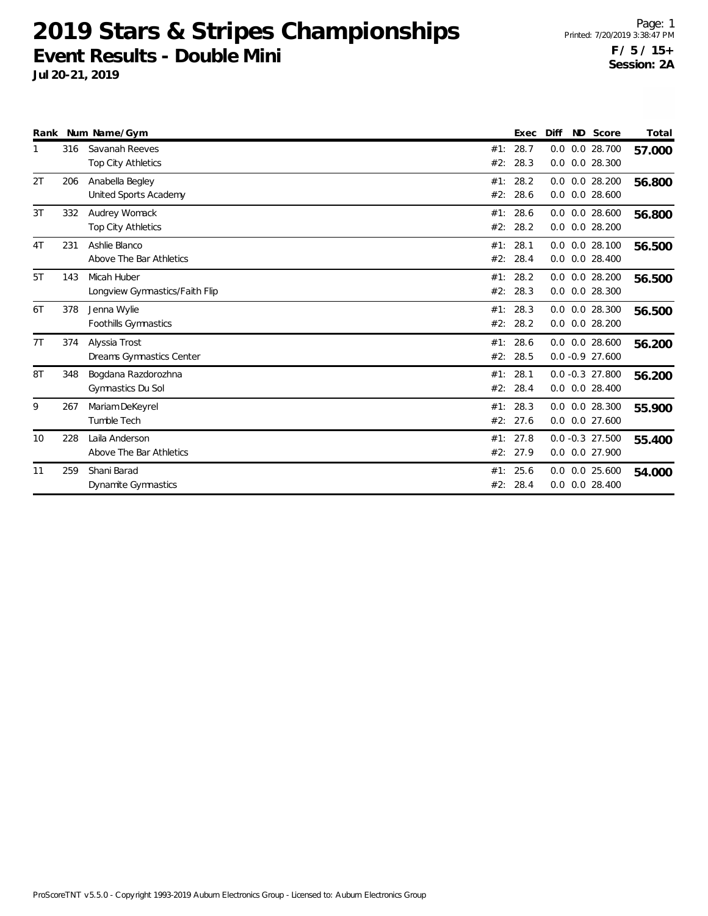# 2019 Stars & Stripes Championships

## Event Results - Double Mini

**Jul 20-21, 2019**

Page: 1
Printed: 7/20/2019 3:38:47 PM
**F / 5 / 15+**
**Session: 2A**

| Rank | Num | Name/Gym | | Exec | Diff | ND | Score | Total |
|---|---|---|---|---|---|---|---|---|
| 1 | 316 | Savanah Reeves | #1: | 28.7 | 0.0 | 0.0 | 28.700 | **57.000** |
| | | Top City Athletics | #2: | 28.3 | 0.0 | 0.0 | 28.300 | |
| 2T | 206 | Anabella Begley | #1: | 28.2 | 0.0 | 0.0 | 28.200 | **56.800** |
| | | United Sports Academy | #2: | 28.6 | 0.0 | 0.0 | 28.600 | |
| 3T | 332 | Audrey Womack | #1: | 28.6 | 0.0 | 0.0 | 28.600 | **56.800** |
| | | Top City Athletics | #2: | 28.2 | 0.0 | 0.0 | 28.200 | |
| 4T | 231 | Ashlie Blanco | #1: | 28.1 | 0.0 | 0.0 | 28.100 | **56.500** |
| | | Above The Bar Athletics | #2: | 28.4 | 0.0 | 0.0 | 28.400 | |
| 5T | 143 | Micah Huber | #1: | 28.2 | 0.0 | 0.0 | 28.200 | **56.500** |
| | | Longview Gymnastics/Faith Flip | #2: | 28.3 | 0.0 | 0.0 | 28.300 | |
| 6T | 378 | Jenna Wylie | #1: | 28.3 | 0.0 | 0.0 | 28.300 | **56.500** |
| | | Foothills Gymnastics | #2: | 28.2 | 0.0 | 0.0 | 28.200 | |
| 7T | 374 | Alyssia Trost | #1: | 28.6 | 0.0 | 0.0 | 28.600 | **56.200** |
| | | Dreams Gymnastics Center | #2: | 28.5 | 0.0 | -0.9 | 27.600 | |
| 8T | 348 | Bogdana Razdorozhna | #1: | 28.1 | 0.0 | -0.3 | 27.800 | **56.200** |
| | | Gymnastics Du Sol | #2: | 28.4 | 0.0 | 0.0 | 28.400 | |
| 9 | 267 | Mariam DeKeyrel | #1: | 28.3 | 0.0 | 0.0 | 28.300 | **55.900** |
| | | Tumble Tech | #2: | 27.6 | 0.0 | 0.0 | 27.600 | |
| 10 | 228 | Laila Anderson | #1: | 27.8 | 0.0 | -0.3 | 27.500 | **55.400** |
| | | Above The Bar Athletics | #2: | 27.9 | 0.0 | 0.0 | 27.900 | |
| 11 | 259 | Shani Barad | #1: | 25.6 | 0.0 | 0.0 | 25.600 | **54.000** |
| | | Dynamite Gymnastics | #2: | 28.4 | 0.0 | 0.0 | 28.400 | |

ProScoreTNT v5.5.0 - Copyright 1993-2019 Auburn Electronics Group - Licensed to: Auburn Electronics Group